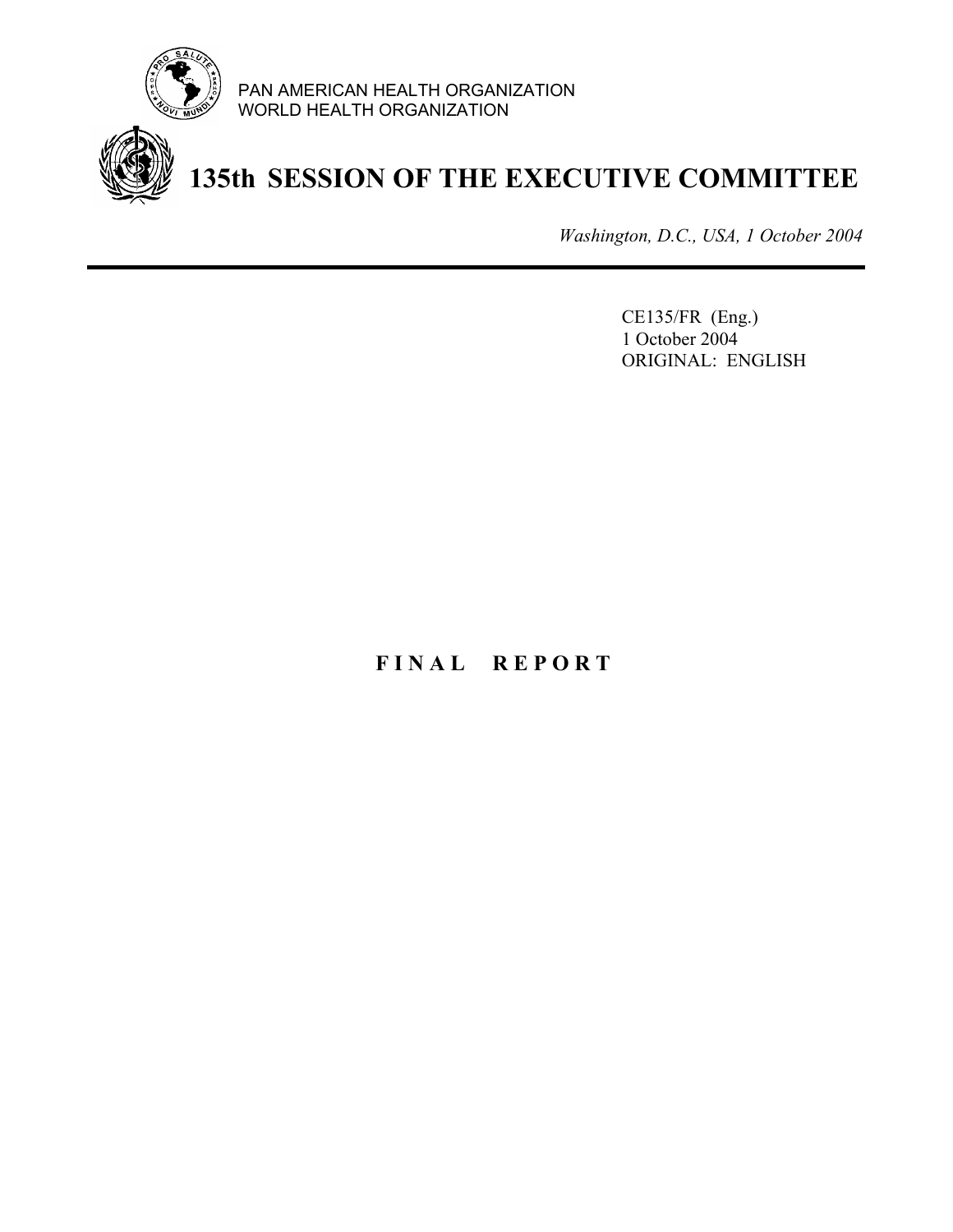PAN AMERICAN HEALTH ORGANIZATION
WORLD HEALTH ORGANIZATION

# 135th SESSION OF THE EXECUTIVE COMMITTEE

*Washington, D.C., USA, 1 October 2004*

CE135/FR (Eng.)
1 October 2004
ORIGINAL: ENGLISH

**F I N A L R E P O R T**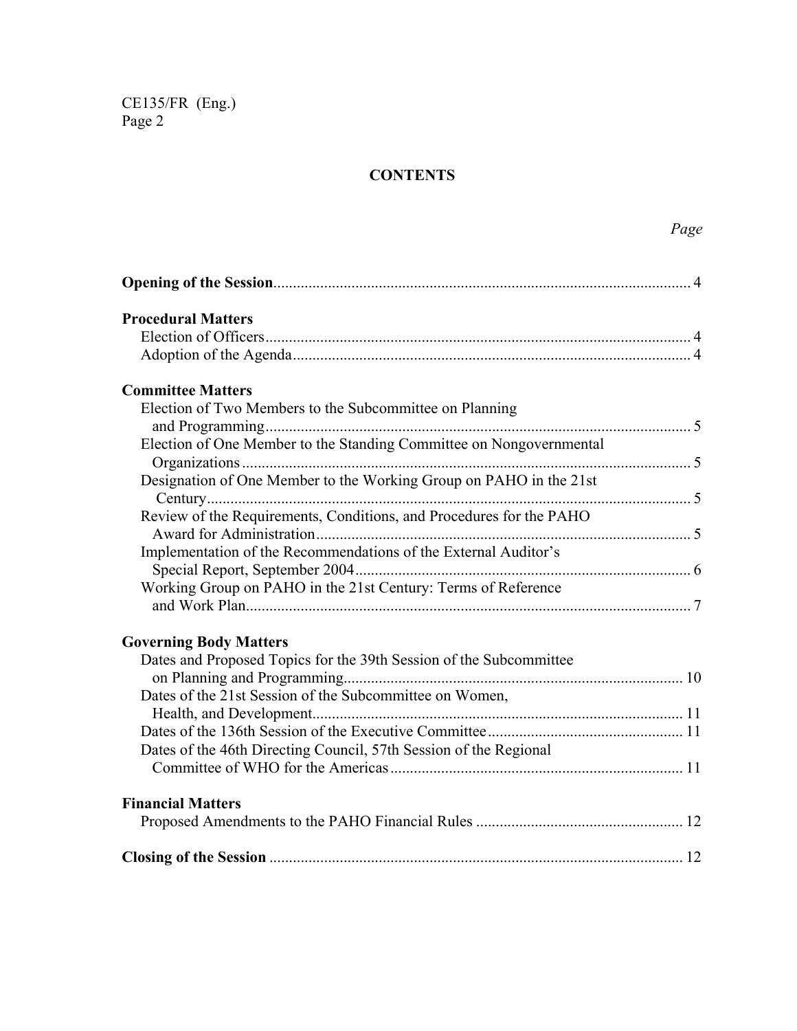# CONTENTS

*Page*

**Opening of the Session** ... 4

**Procedural Matters**

- Election of Officers ... 4
- Adoption of the Agenda ... 4

**Committee Matters**

- Election of Two Members to the Subcommittee on Planning and Programming ... 5
- Election of One Member to the Standing Committee on Nongovernmental Organizations ... 5
- Designation of One Member to the Working Group on PAHO in the 21st Century ... 5
- Review of the Requirements, Conditions, and Procedures for the PAHO Award for Administration ... 5
- Implementation of the Recommendations of the External Auditor's Special Report, September 2004 ... 6
- Working Group on PAHO in the 21st Century: Terms of Reference and Work Plan ... 7

**Governing Body Matters**

- Dates and Proposed Topics for the 39th Session of the Subcommittee on Planning and Programming ... 10
- Dates of the 21st Session of the Subcommittee on Women, Health, and Development ... 11
- Dates of the 136th Session of the Executive Committee ... 11
- Dates of the 46th Directing Council, 57th Session of the Regional Committee of WHO for the Americas ... 11

**Financial Matters**

- Proposed Amendments to the PAHO Financial Rules ... 12

**Closing of the Session** ... 12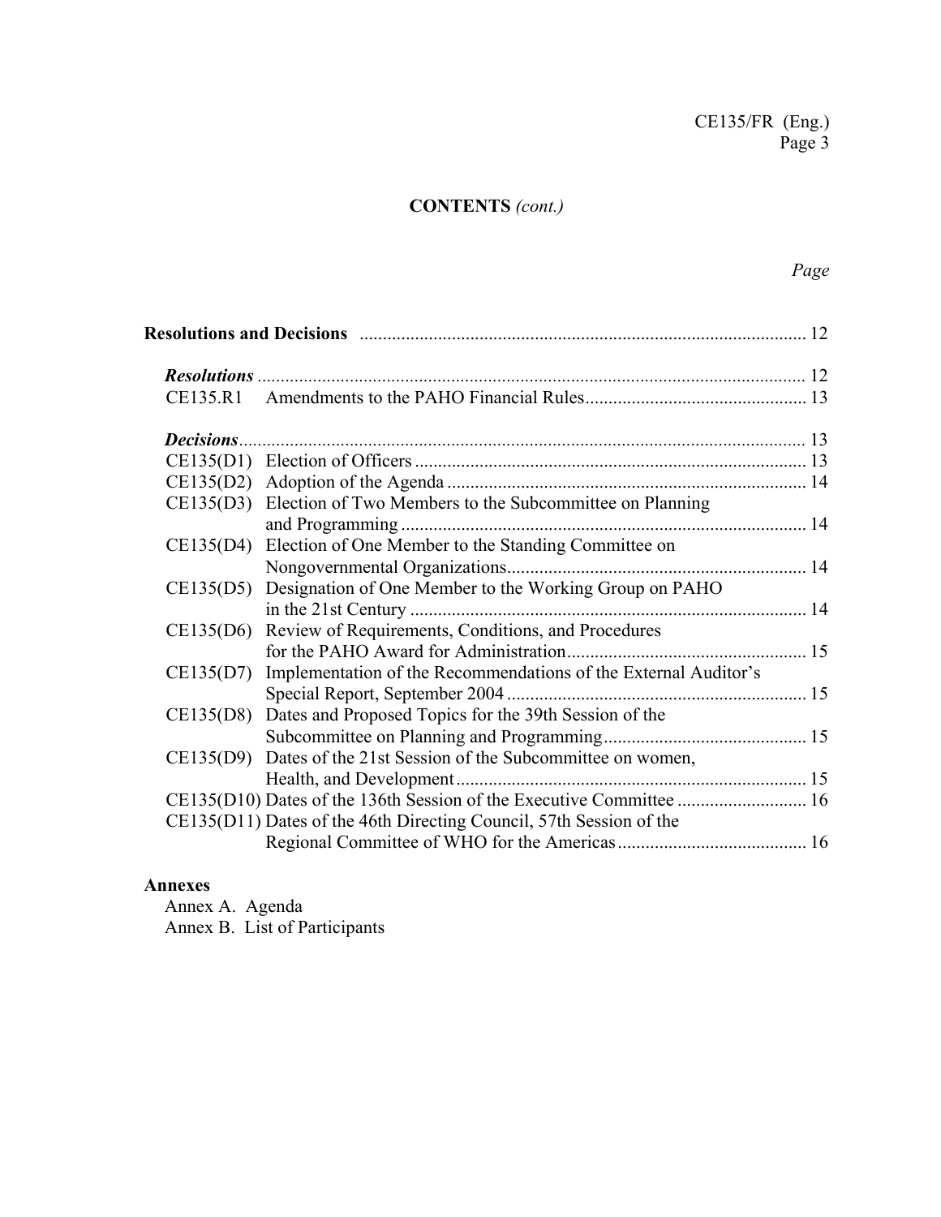## CONTENTS *(cont.)*

*Page*

**Resolutions and Decisions** ................................................................................................ 12

***Resolutions*** ...................................................................................................................... 12

CE135.R1 Amendments to the PAHO Financial Rules................................................ 13

***Decisions***.......................................................................................................................... 13

CE135(D1) Election of Officers ..................................................................................... 13

CE135(D2) Adoption of the Agenda .............................................................................. 14

CE135(D3) Election of Two Members to the Subcommittee on Planning and Programming ........................................................................................ 14

CE135(D4) Election of One Member to the Standing Committee on Nongovernmental Organizations.................................................................. 14

CE135(D5) Designation of One Member to the Working Group on PAHO in the 21st Century ...................................................................................... 14

CE135(D6) Review of Requirements, Conditions, and Procedures for the PAHO Award for Administration.................................................... 15

CE135(D7) Implementation of the Recommendations of the External Auditor's Special Report, September 2004 ................................................................. 15

CE135(D8) Dates and Proposed Topics for the 39th Session of the Subcommittee on Planning and Programming............................................ 15

CE135(D9) Dates of the 21st Session of the Subcommittee on women, Health, and Development............................................................................. 15

CE135(D10) Dates of the 136th Session of the Executive Committee ............................ 16

CE135(D11) Dates of the 46th Directing Council, 57th Session of the Regional Committee of WHO for the Americas......................................... 16

**Annexes**

Annex A. Agenda
Annex B. List of Participants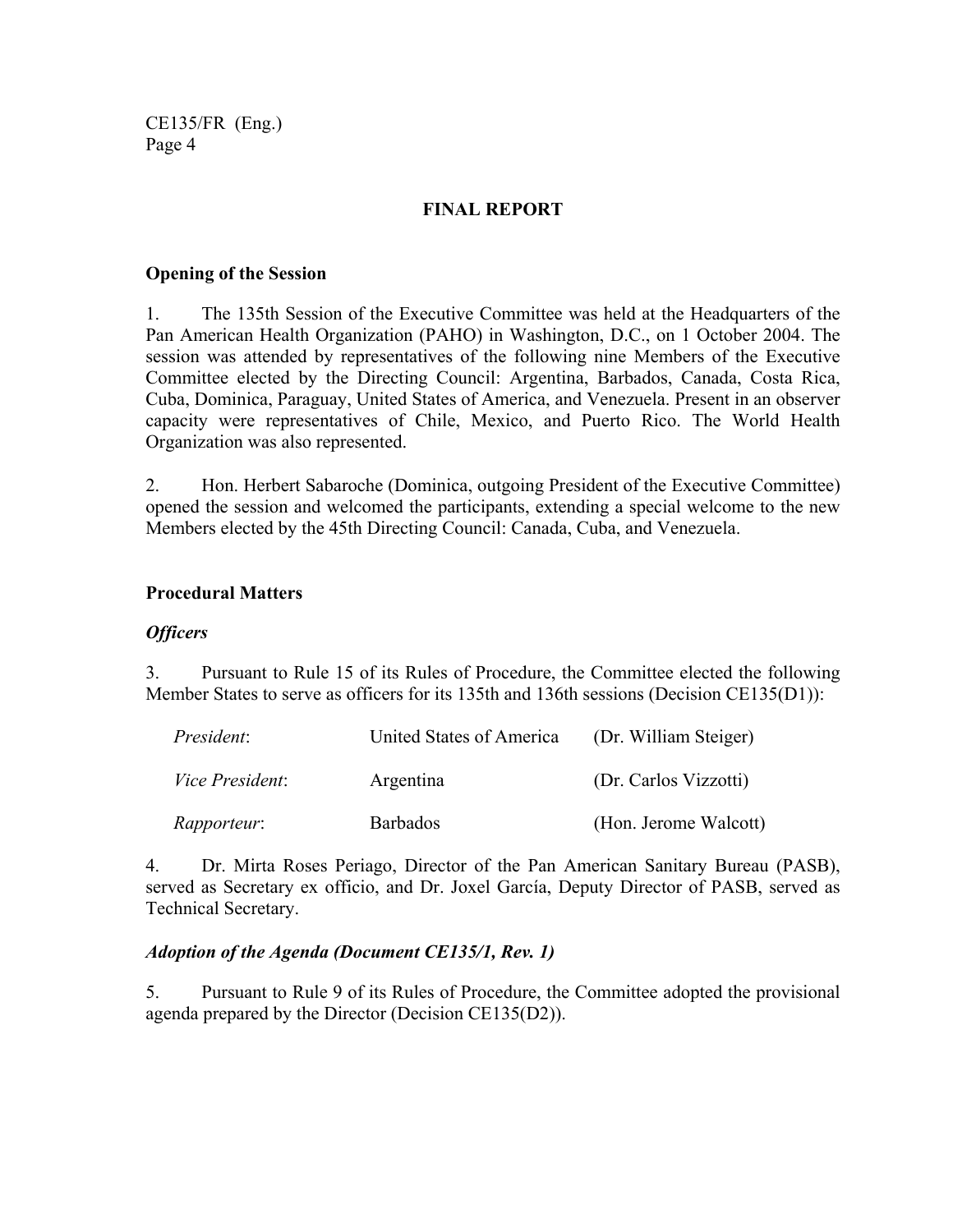## FINAL REPORT

### Opening of the Session

1. The 135th Session of the Executive Committee was held at the Headquarters of the Pan American Health Organization (PAHO) in Washington, D.C., on 1 October 2004. The session was attended by representatives of the following nine Members of the Executive Committee elected by the Directing Council: Argentina, Barbados, Canada, Costa Rica, Cuba, Dominica, Paraguay, United States of America, and Venezuela. Present in an observer capacity were representatives of Chile, Mexico, and Puerto Rico. The World Health Organization was also represented.

2. Hon. Herbert Sabaroche (Dominica, outgoing President of the Executive Committee) opened the session and welcomed the participants, extending a special welcome to the new Members elected by the 45th Directing Council: Canada, Cuba, and Venezuela.

### Procedural Matters

#### *Officers*

3. Pursuant to Rule 15 of its Rules of Procedure, the Committee elected the following Member States to serve as officers for its 135th and 136th sessions (Decision CE135(D1)):

| | | |
|---|---|---|
| *President*: | United States of America | (Dr. William Steiger) |
| *Vice President*: | Argentina | (Dr. Carlos Vizzotti) |
| *Rapporteur*: | Barbados | (Hon. Jerome Walcott) |

4. Dr. Mirta Roses Periago, Director of the Pan American Sanitary Bureau (PASB), served as Secretary ex officio, and Dr. Joxel García, Deputy Director of PASB, served as Technical Secretary.

#### *Adoption of the Agenda (Document CE135/1, Rev. 1)*

5. Pursuant to Rule 9 of its Rules of Procedure, the Committee adopted the provisional agenda prepared by the Director (Decision CE135(D2)).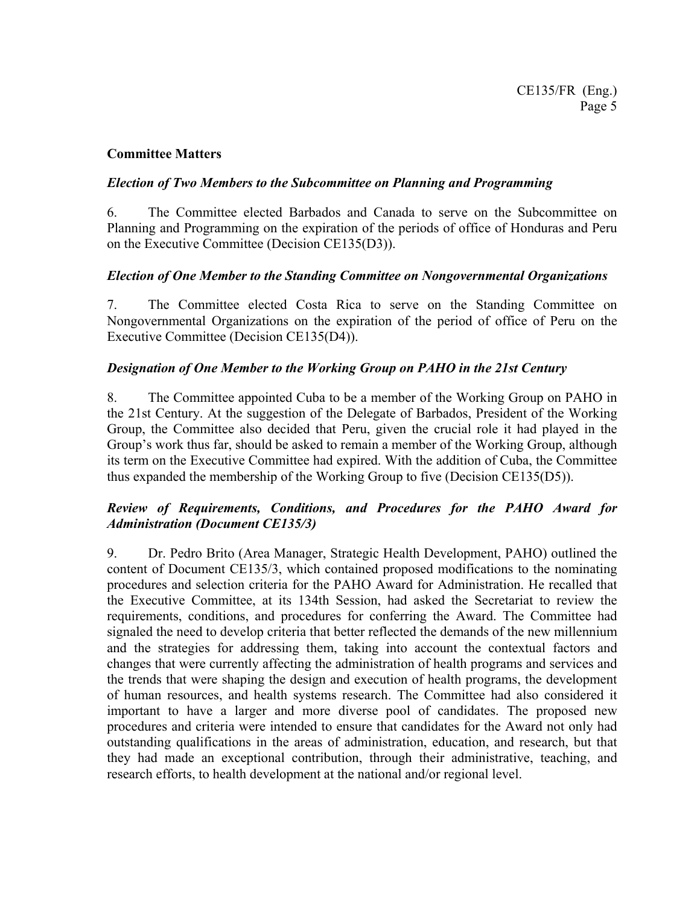## Committee Matters

### *Election of Two Members to the Subcommittee on Planning and Programming*

6. The Committee elected Barbados and Canada to serve on the Subcommittee on Planning and Programming on the expiration of the periods of office of Honduras and Peru on the Executive Committee (Decision CE135(D3)).

### *Election of One Member to the Standing Committee on Nongovernmental Organizations*

7. The Committee elected Costa Rica to serve on the Standing Committee on Nongovernmental Organizations on the expiration of the period of office of Peru on the Executive Committee (Decision CE135(D4)).

### *Designation of One Member to the Working Group on PAHO in the 21st Century*

8. The Committee appointed Cuba to be a member of the Working Group on PAHO in the 21st Century. At the suggestion of the Delegate of Barbados, President of the Working Group, the Committee also decided that Peru, given the crucial role it had played in the Group's work thus far, should be asked to remain a member of the Working Group, although its term on the Executive Committee had expired. With the addition of Cuba, the Committee thus expanded the membership of the Working Group to five (Decision CE135(D5)).

### *Review of Requirements, Conditions, and Procedures for the PAHO Award for Administration (Document CE135/3)*

9. Dr. Pedro Brito (Area Manager, Strategic Health Development, PAHO) outlined the content of Document CE135/3, which contained proposed modifications to the nominating procedures and selection criteria for the PAHO Award for Administration. He recalled that the Executive Committee, at its 134th Session, had asked the Secretariat to review the requirements, conditions, and procedures for conferring the Award. The Committee had signaled the need to develop criteria that better reflected the demands of the new millennium and the strategies for addressing them, taking into account the contextual factors and changes that were currently affecting the administration of health programs and services and the trends that were shaping the design and execution of health programs, the development of human resources, and health systems research. The Committee had also considered it important to have a larger and more diverse pool of candidates. The proposed new procedures and criteria were intended to ensure that candidates for the Award not only had outstanding qualifications in the areas of administration, education, and research, but that they had made an exceptional contribution, through their administrative, teaching, and research efforts, to health development at the national and/or regional level.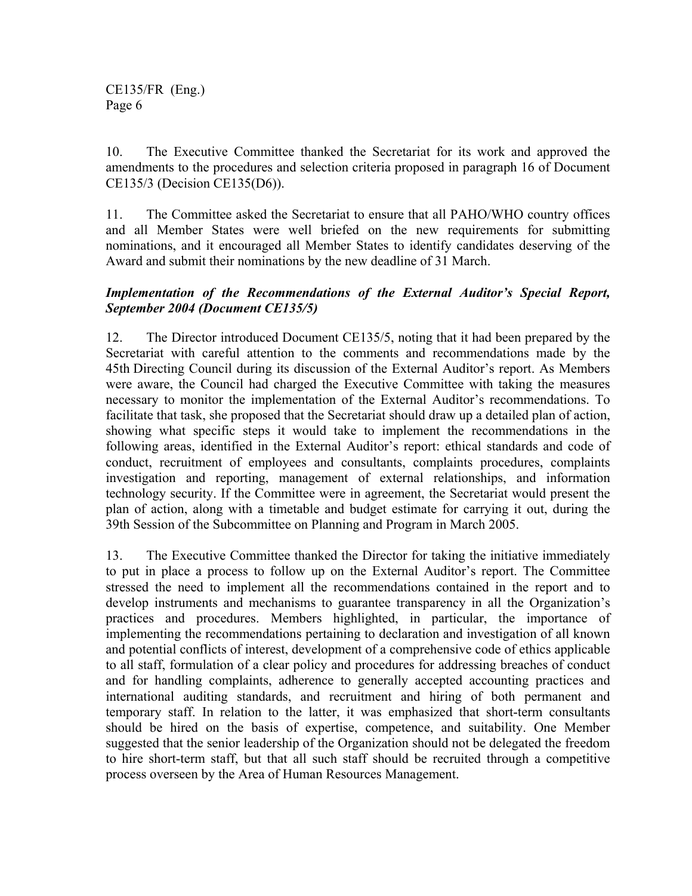10. The Executive Committee thanked the Secretariat for its work and approved the amendments to the procedures and selection criteria proposed in paragraph 16 of Document CE135/3 (Decision CE135(D6)).

11. The Committee asked the Secretariat to ensure that all PAHO/WHO country offices and all Member States were well briefed on the new requirements for submitting nominations, and it encouraged all Member States to identify candidates deserving of the Award and submit their nominations by the new deadline of 31 March.

***Implementation of the Recommendations of the External Auditor's Special Report, September 2004 (Document CE135/5)***

12. The Director introduced Document CE135/5, noting that it had been prepared by the Secretariat with careful attention to the comments and recommendations made by the 45th Directing Council during its discussion of the External Auditor's report. As Members were aware, the Council had charged the Executive Committee with taking the measures necessary to monitor the implementation of the External Auditor's recommendations. To facilitate that task, she proposed that the Secretariat should draw up a detailed plan of action, showing what specific steps it would take to implement the recommendations in the following areas, identified in the External Auditor's report: ethical standards and code of conduct, recruitment of employees and consultants, complaints procedures, complaints investigation and reporting, management of external relationships, and information technology security. If the Committee were in agreement, the Secretariat would present the plan of action, along with a timetable and budget estimate for carrying it out, during the 39th Session of the Subcommittee on Planning and Program in March 2005.

13. The Executive Committee thanked the Director for taking the initiative immediately to put in place a process to follow up on the External Auditor's report. The Committee stressed the need to implement all the recommendations contained in the report and to develop instruments and mechanisms to guarantee transparency in all the Organization's practices and procedures. Members highlighted, in particular, the importance of implementing the recommendations pertaining to declaration and investigation of all known and potential conflicts of interest, development of a comprehensive code of ethics applicable to all staff, formulation of a clear policy and procedures for addressing breaches of conduct and for handling complaints, adherence to generally accepted accounting practices and international auditing standards, and recruitment and hiring of both permanent and temporary staff. In relation to the latter, it was emphasized that short-term consultants should be hired on the basis of expertise, competence, and suitability. One Member suggested that the senior leadership of the Organization should not be delegated the freedom to hire short-term staff, but that all such staff should be recruited through a competitive process overseen by the Area of Human Resources Management.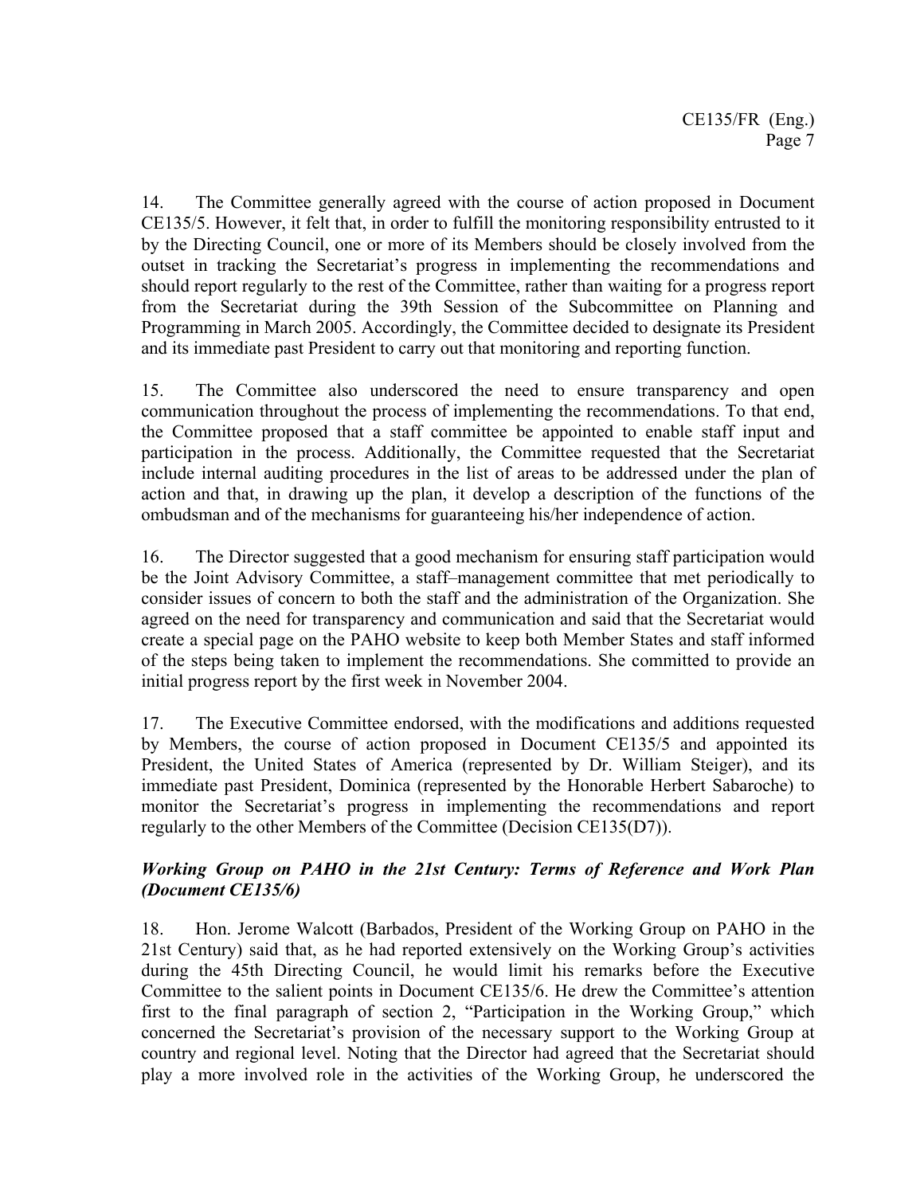14. The Committee generally agreed with the course of action proposed in Document CE135/5. However, it felt that, in order to fulfill the monitoring responsibility entrusted to it by the Directing Council, one or more of its Members should be closely involved from the outset in tracking the Secretariat's progress in implementing the recommendations and should report regularly to the rest of the Committee, rather than waiting for a progress report from the Secretariat during the 39th Session of the Subcommittee on Planning and Programming in March 2005. Accordingly, the Committee decided to designate its President and its immediate past President to carry out that monitoring and reporting function.

15. The Committee also underscored the need to ensure transparency and open communication throughout the process of implementing the recommendations. To that end, the Committee proposed that a staff committee be appointed to enable staff input and participation in the process. Additionally, the Committee requested that the Secretariat include internal auditing procedures in the list of areas to be addressed under the plan of action and that, in drawing up the plan, it develop a description of the functions of the ombudsman and of the mechanisms for guaranteeing his/her independence of action.

16. The Director suggested that a good mechanism for ensuring staff participation would be the Joint Advisory Committee, a staff–management committee that met periodically to consider issues of concern to both the staff and the administration of the Organization. She agreed on the need for transparency and communication and said that the Secretariat would create a special page on the PAHO website to keep both Member States and staff informed of the steps being taken to implement the recommendations. She committed to provide an initial progress report by the first week in November 2004.

17. The Executive Committee endorsed, with the modifications and additions requested by Members, the course of action proposed in Document CE135/5 and appointed its President, the United States of America (represented by Dr. William Steiger), and its immediate past President, Dominica (represented by the Honorable Herbert Sabaroche) to monitor the Secretariat's progress in implementing the recommendations and report regularly to the other Members of the Committee (Decision CE135(D7)).

***Working Group on PAHO in the 21st Century: Terms of Reference and Work Plan (Document CE135/6)***

18. Hon. Jerome Walcott (Barbados, President of the Working Group on PAHO in the 21st Century) said that, as he had reported extensively on the Working Group's activities during the 45th Directing Council, he would limit his remarks before the Executive Committee to the salient points in Document CE135/6. He drew the Committee's attention first to the final paragraph of section 2, "Participation in the Working Group," which concerned the Secretariat's provision of the necessary support to the Working Group at country and regional level. Noting that the Director had agreed that the Secretariat should play a more involved role in the activities of the Working Group, he underscored the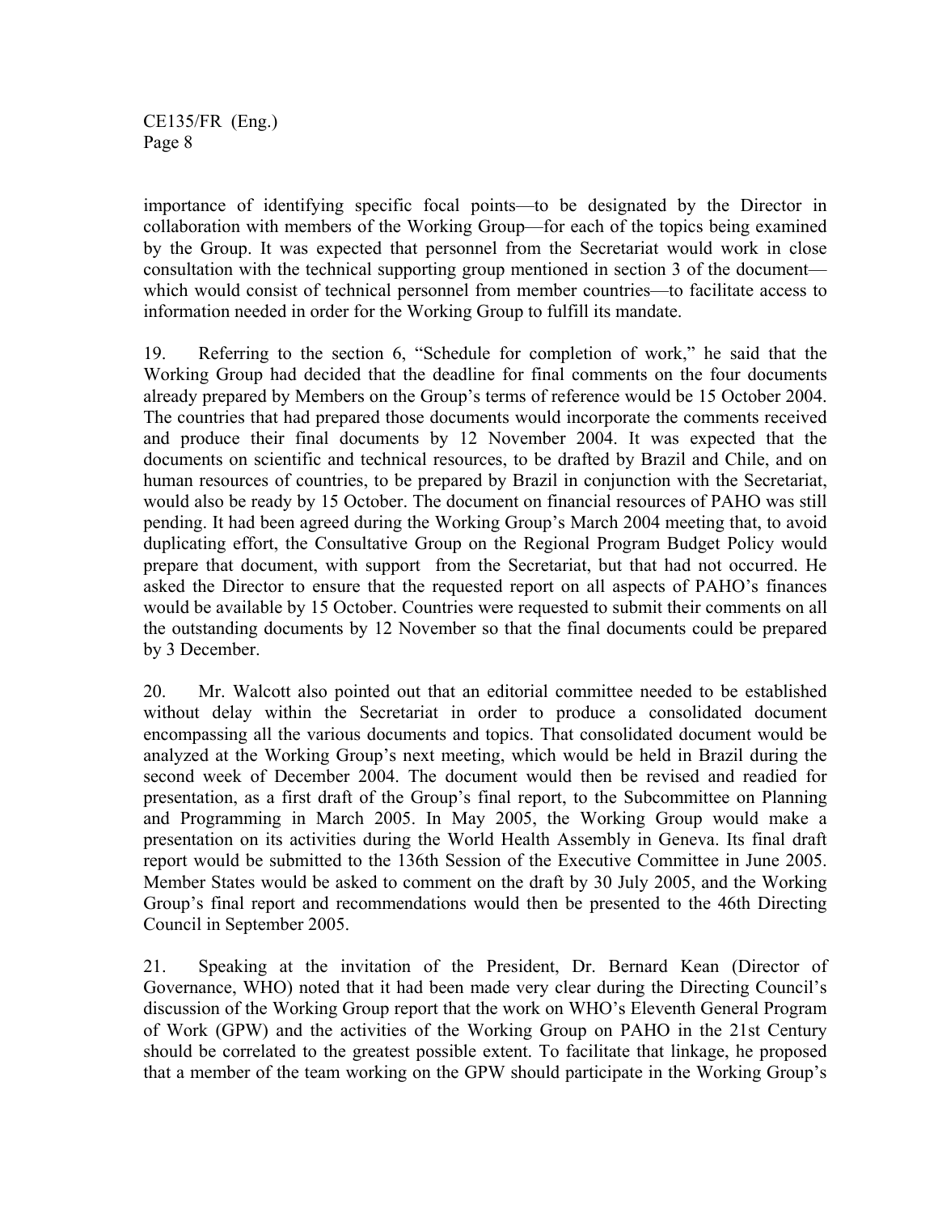importance of identifying specific focal points—to be designated by the Director in collaboration with members of the Working Group—for each of the topics being examined by the Group. It was expected that personnel from the Secretariat would work in close consultation with the technical supporting group mentioned in section 3 of the document—which would consist of technical personnel from member countries—to facilitate access to information needed in order for the Working Group to fulfill its mandate.

19. Referring to the section 6, "Schedule for completion of work," he said that the Working Group had decided that the deadline for final comments on the four documents already prepared by Members on the Group's terms of reference would be 15 October 2004. The countries that had prepared those documents would incorporate the comments received and produce their final documents by 12 November 2004. It was expected that the documents on scientific and technical resources, to be drafted by Brazil and Chile, and on human resources of countries, to be prepared by Brazil in conjunction with the Secretariat, would also be ready by 15 October. The document on financial resources of PAHO was still pending. It had been agreed during the Working Group's March 2004 meeting that, to avoid duplicating effort, the Consultative Group on the Regional Program Budget Policy would prepare that document, with support from the Secretariat, but that had not occurred. He asked the Director to ensure that the requested report on all aspects of PAHO's finances would be available by 15 October. Countries were requested to submit their comments on all the outstanding documents by 12 November so that the final documents could be prepared by 3 December.

20. Mr. Walcott also pointed out that an editorial committee needed to be established without delay within the Secretariat in order to produce a consolidated document encompassing all the various documents and topics. That consolidated document would be analyzed at the Working Group's next meeting, which would be held in Brazil during the second week of December 2004. The document would then be revised and readied for presentation, as a first draft of the Group's final report, to the Subcommittee on Planning and Programming in March 2005. In May 2005, the Working Group would make a presentation on its activities during the World Health Assembly in Geneva. Its final draft report would be submitted to the 136th Session of the Executive Committee in June 2005. Member States would be asked to comment on the draft by 30 July 2005, and the Working Group's final report and recommendations would then be presented to the 46th Directing Council in September 2005.

21. Speaking at the invitation of the President, Dr. Bernard Kean (Director of Governance, WHO) noted that it had been made very clear during the Directing Council's discussion of the Working Group report that the work on WHO's Eleventh General Program of Work (GPW) and the activities of the Working Group on PAHO in the 21st Century should be correlated to the greatest possible extent. To facilitate that linkage, he proposed that a member of the team working on the GPW should participate in the Working Group's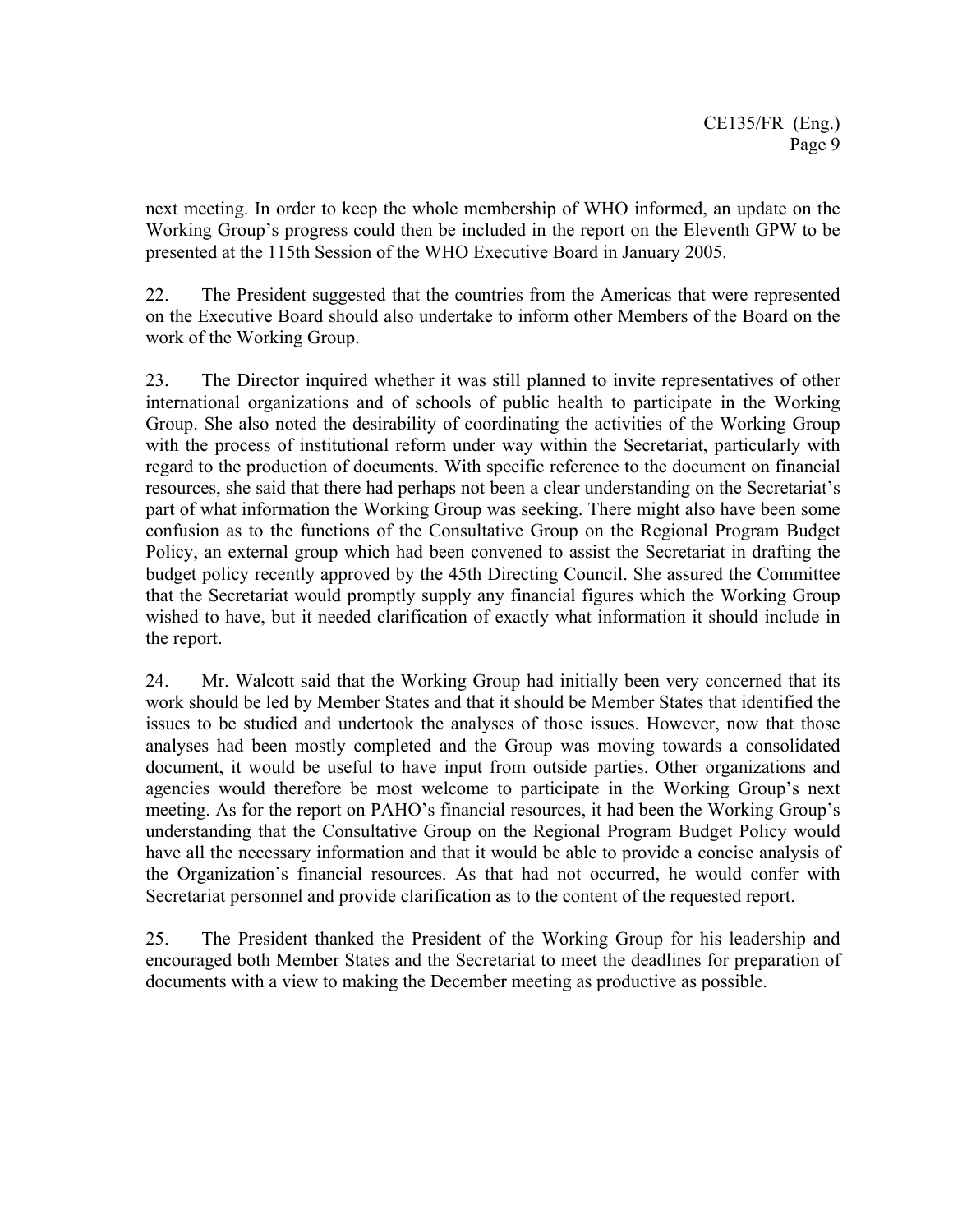next meeting. In order to keep the whole membership of WHO informed, an update on the Working Group's progress could then be included in the report on the Eleventh GPW to be presented at the 115th Session of the WHO Executive Board in January 2005.

22. The President suggested that the countries from the Americas that were represented on the Executive Board should also undertake to inform other Members of the Board on the work of the Working Group.

23. The Director inquired whether it was still planned to invite representatives of other international organizations and of schools of public health to participate in the Working Group. She also noted the desirability of coordinating the activities of the Working Group with the process of institutional reform under way within the Secretariat, particularly with regard to the production of documents. With specific reference to the document on financial resources, she said that there had perhaps not been a clear understanding on the Secretariat's part of what information the Working Group was seeking. There might also have been some confusion as to the functions of the Consultative Group on the Regional Program Budget Policy, an external group which had been convened to assist the Secretariat in drafting the budget policy recently approved by the 45th Directing Council. She assured the Committee that the Secretariat would promptly supply any financial figures which the Working Group wished to have, but it needed clarification of exactly what information it should include in the report.

24. Mr. Walcott said that the Working Group had initially been very concerned that its work should be led by Member States and that it should be Member States that identified the issues to be studied and undertook the analyses of those issues. However, now that those analyses had been mostly completed and the Group was moving towards a consolidated document, it would be useful to have input from outside parties. Other organizations and agencies would therefore be most welcome to participate in the Working Group's next meeting. As for the report on PAHO's financial resources, it had been the Working Group's understanding that the Consultative Group on the Regional Program Budget Policy would have all the necessary information and that it would be able to provide a concise analysis of the Organization's financial resources. As that had not occurred, he would confer with Secretariat personnel and provide clarification as to the content of the requested report.

25. The President thanked the President of the Working Group for his leadership and encouraged both Member States and the Secretariat to meet the deadlines for preparation of documents with a view to making the December meeting as productive as possible.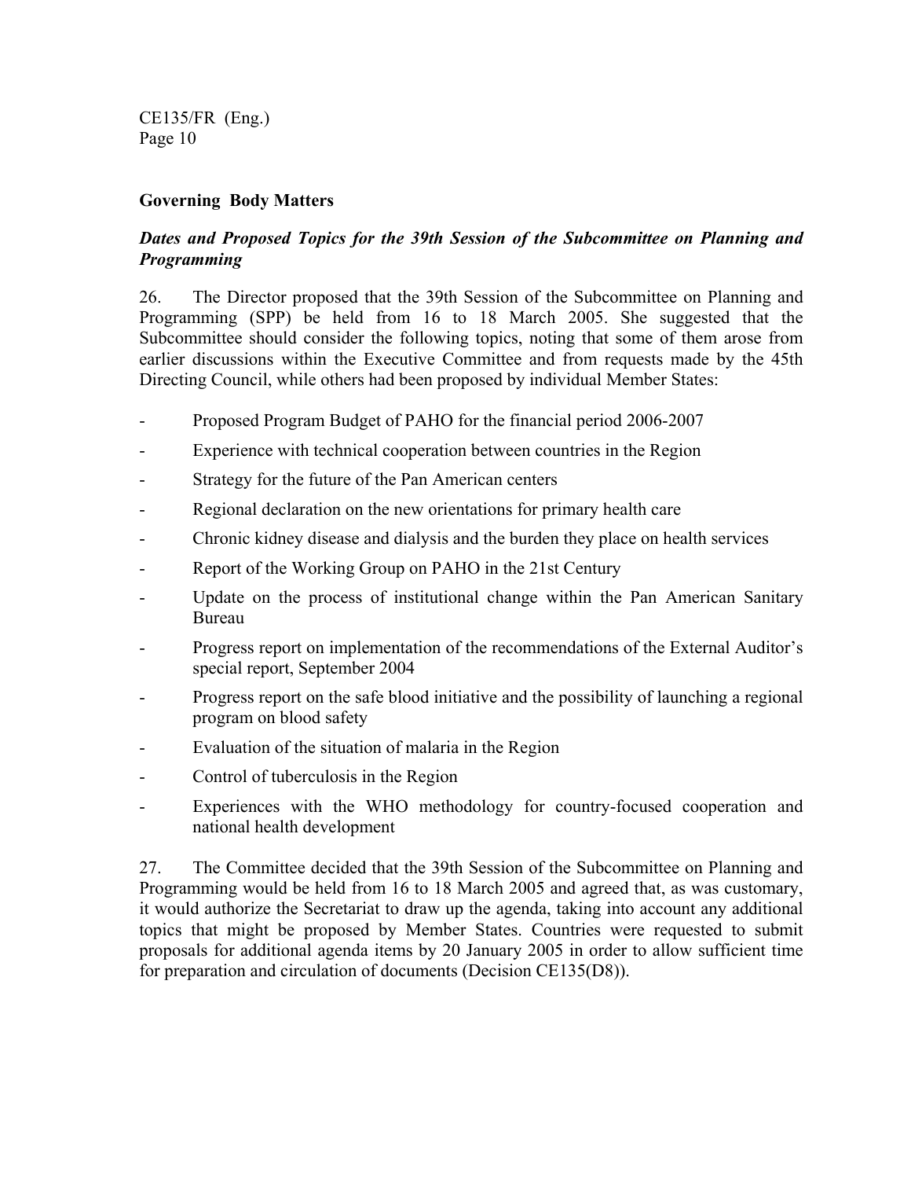## Governing Body Matters

### *Dates and Proposed Topics for the 39th Session of the Subcommittee on Planning and Programming*

26. The Director proposed that the 39th Session of the Subcommittee on Planning and Programming (SPP) be held from 16 to 18 March 2005. She suggested that the Subcommittee should consider the following topics, noting that some of them arose from earlier discussions within the Executive Committee and from requests made by the 45th Directing Council, while others had been proposed by individual Member States:

- Proposed Program Budget of PAHO for the financial period 2006-2007
- Experience with technical cooperation between countries in the Region
- Strategy for the future of the Pan American centers
- Regional declaration on the new orientations for primary health care
- Chronic kidney disease and dialysis and the burden they place on health services
- Report of the Working Group on PAHO in the 21st Century
- Update on the process of institutional change within the Pan American Sanitary Bureau
- Progress report on implementation of the recommendations of the External Auditor's special report, September 2004
- Progress report on the safe blood initiative and the possibility of launching a regional program on blood safety
- Evaluation of the situation of malaria in the Region
- Control of tuberculosis in the Region
- Experiences with the WHO methodology for country-focused cooperation and national health development

27. The Committee decided that the 39th Session of the Subcommittee on Planning and Programming would be held from 16 to 18 March 2005 and agreed that, as was customary, it would authorize the Secretariat to draw up the agenda, taking into account any additional topics that might be proposed by Member States. Countries were requested to submit proposals for additional agenda items by 20 January 2005 in order to allow sufficient time for preparation and circulation of documents (Decision CE135(D8)).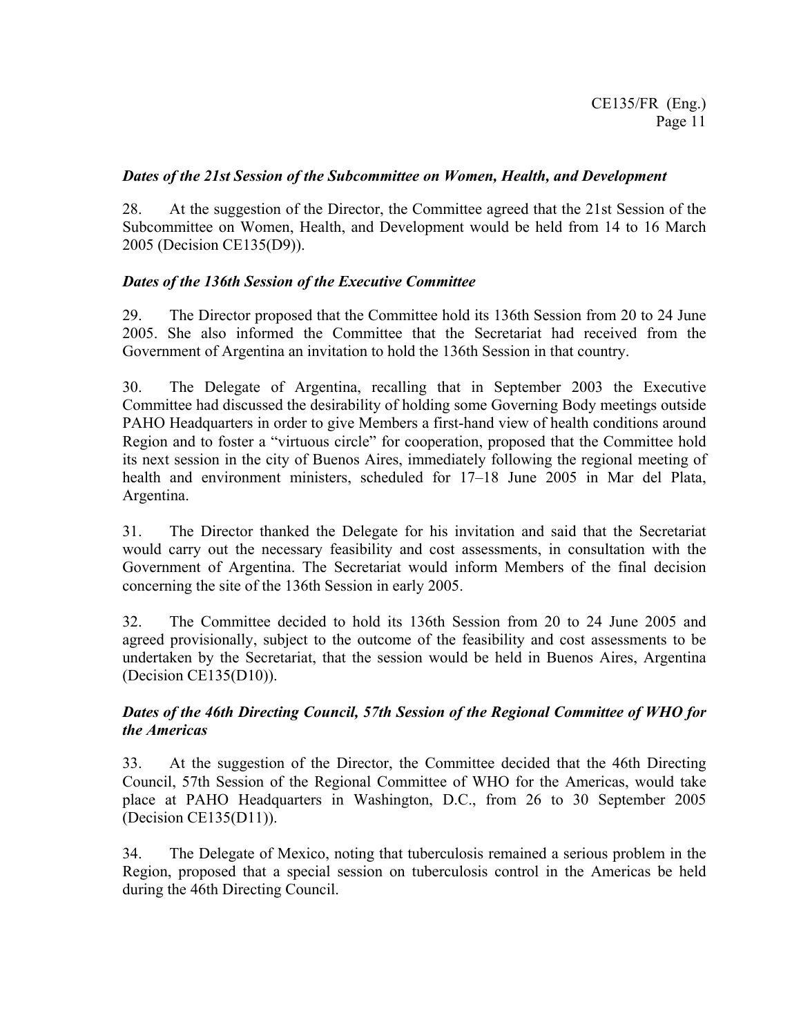***Dates of the 21st Session of the Subcommittee on Women, Health, and Development***

28. At the suggestion of the Director, the Committee agreed that the 21st Session of the Subcommittee on Women, Health, and Development would be held from 14 to 16 March 2005 (Decision CE135(D9)).

***Dates of the 136th Session of the Executive Committee***

29. The Director proposed that the Committee hold its 136th Session from 20 to 24 June 2005. She also informed the Committee that the Secretariat had received from the Government of Argentina an invitation to hold the 136th Session in that country.

30. The Delegate of Argentina, recalling that in September 2003 the Executive Committee had discussed the desirability of holding some Governing Body meetings outside PAHO Headquarters in order to give Members a first-hand view of health conditions around Region and to foster a "virtuous circle" for cooperation, proposed that the Committee hold its next session in the city of Buenos Aires, immediately following the regional meeting of health and environment ministers, scheduled for 17–18 June 2005 in Mar del Plata, Argentina.

31. The Director thanked the Delegate for his invitation and said that the Secretariat would carry out the necessary feasibility and cost assessments, in consultation with the Government of Argentina. The Secretariat would inform Members of the final decision concerning the site of the 136th Session in early 2005.

32. The Committee decided to hold its 136th Session from 20 to 24 June 2005 and agreed provisionally, subject to the outcome of the feasibility and cost assessments to be undertaken by the Secretariat, that the session would be held in Buenos Aires, Argentina (Decision CE135(D10)).

***Dates of the 46th Directing Council, 57th Session of the Regional Committee of WHO for the Americas***

33. At the suggestion of the Director, the Committee decided that the 46th Directing Council, 57th Session of the Regional Committee of WHO for the Americas, would take place at PAHO Headquarters in Washington, D.C., from 26 to 30 September 2005 (Decision CE135(D11)).

34. The Delegate of Mexico, noting that tuberculosis remained a serious problem in the Region, proposed that a special session on tuberculosis control in the Americas be held during the 46th Directing Council.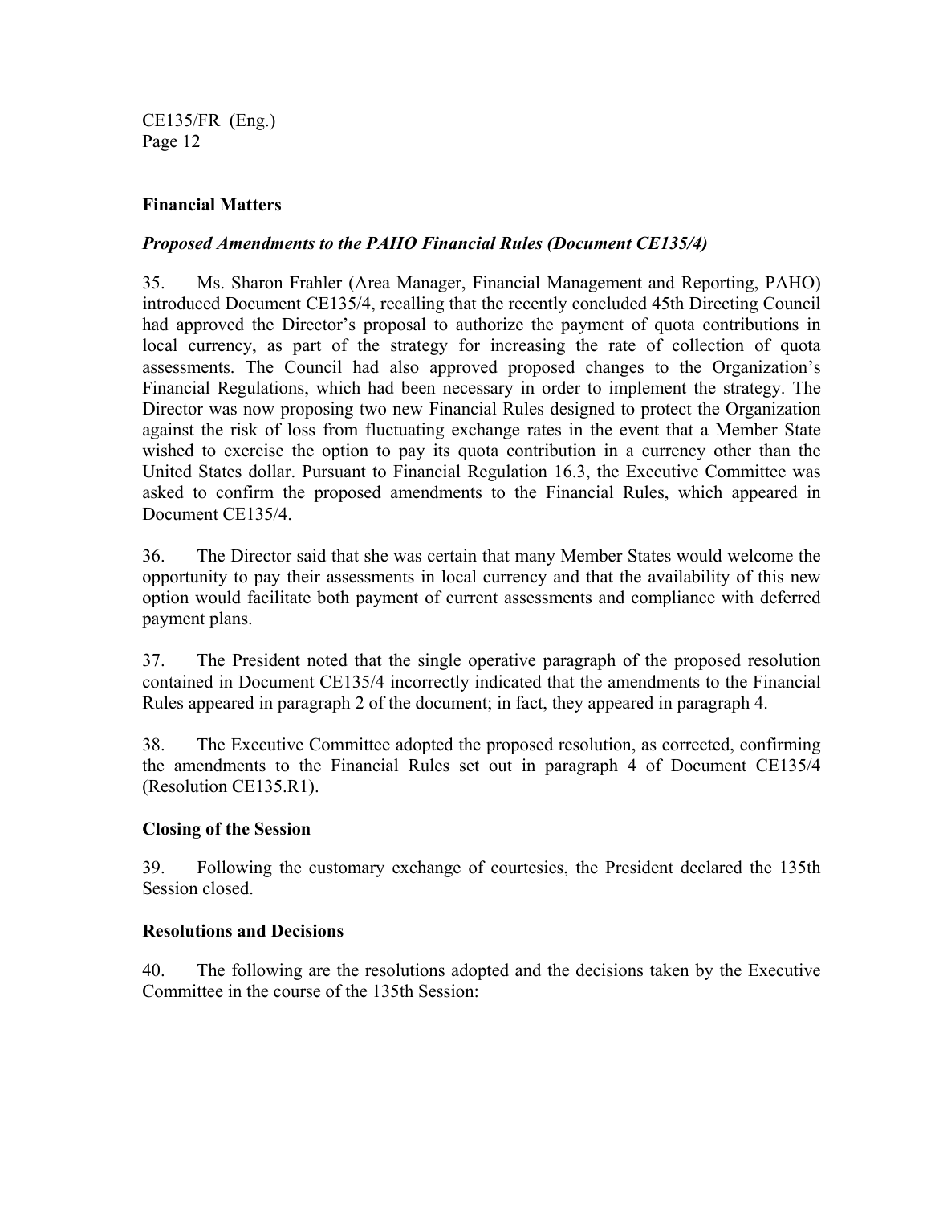## Financial Matters

### *Proposed Amendments to the PAHO Financial Rules (Document CE135/4)*

35. Ms. Sharon Frahler (Area Manager, Financial Management and Reporting, PAHO) introduced Document CE135/4, recalling that the recently concluded 45th Directing Council had approved the Director's proposal to authorize the payment of quota contributions in local currency, as part of the strategy for increasing the rate of collection of quota assessments. The Council had also approved proposed changes to the Organization's Financial Regulations, which had been necessary in order to implement the strategy. The Director was now proposing two new Financial Rules designed to protect the Organization against the risk of loss from fluctuating exchange rates in the event that a Member State wished to exercise the option to pay its quota contribution in a currency other than the United States dollar. Pursuant to Financial Regulation 16.3, the Executive Committee was asked to confirm the proposed amendments to the Financial Rules, which appeared in Document CE135/4.

36. The Director said that she was certain that many Member States would welcome the opportunity to pay their assessments in local currency and that the availability of this new option would facilitate both payment of current assessments and compliance with deferred payment plans.

37. The President noted that the single operative paragraph of the proposed resolution contained in Document CE135/4 incorrectly indicated that the amendments to the Financial Rules appeared in paragraph 2 of the document; in fact, they appeared in paragraph 4.

38. The Executive Committee adopted the proposed resolution, as corrected, confirming the amendments to the Financial Rules set out in paragraph 4 of Document CE135/4 (Resolution CE135.R1).

## Closing of the Session

39. Following the customary exchange of courtesies, the President declared the 135th Session closed.

## Resolutions and Decisions

40. The following are the resolutions adopted and the decisions taken by the Executive Committee in the course of the 135th Session: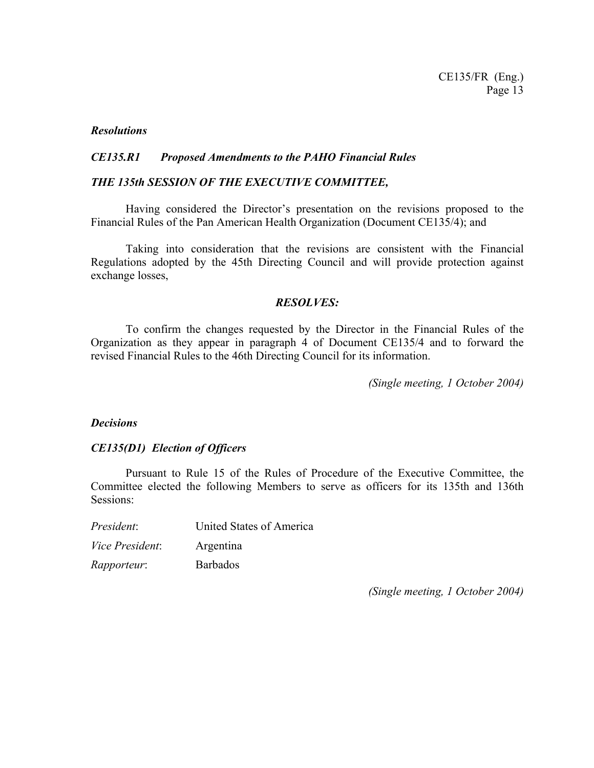### *Resolutions*

#### *CE135.R1 Proposed Amendments to the PAHO Financial Rules*

***THE 135th SESSION OF THE EXECUTIVE COMMITTEE,***

Having considered the Director's presentation on the revisions proposed to the Financial Rules of the Pan American Health Organization (Document CE135/4); and

Taking into consideration that the revisions are consistent with the Financial Regulations adopted by the 45th Directing Council and will provide protection against exchange losses,

***RESOLVES:***

To confirm the changes requested by the Director in the Financial Rules of the Organization as they appear in paragraph 4 of Document CE135/4 and to forward the revised Financial Rules to the 46th Directing Council for its information.

*(Single meeting, 1 October 2004)*

### *Decisions*

#### *CE135(D1) Election of Officers*

Pursuant to Rule 15 of the Rules of Procedure of the Executive Committee, the Committee elected the following Members to serve as officers for its 135th and 136th Sessions:

*President*: United States of America

*Vice President*: Argentina

*Rapporteur*: Barbados

*(Single meeting, 1 October 2004)*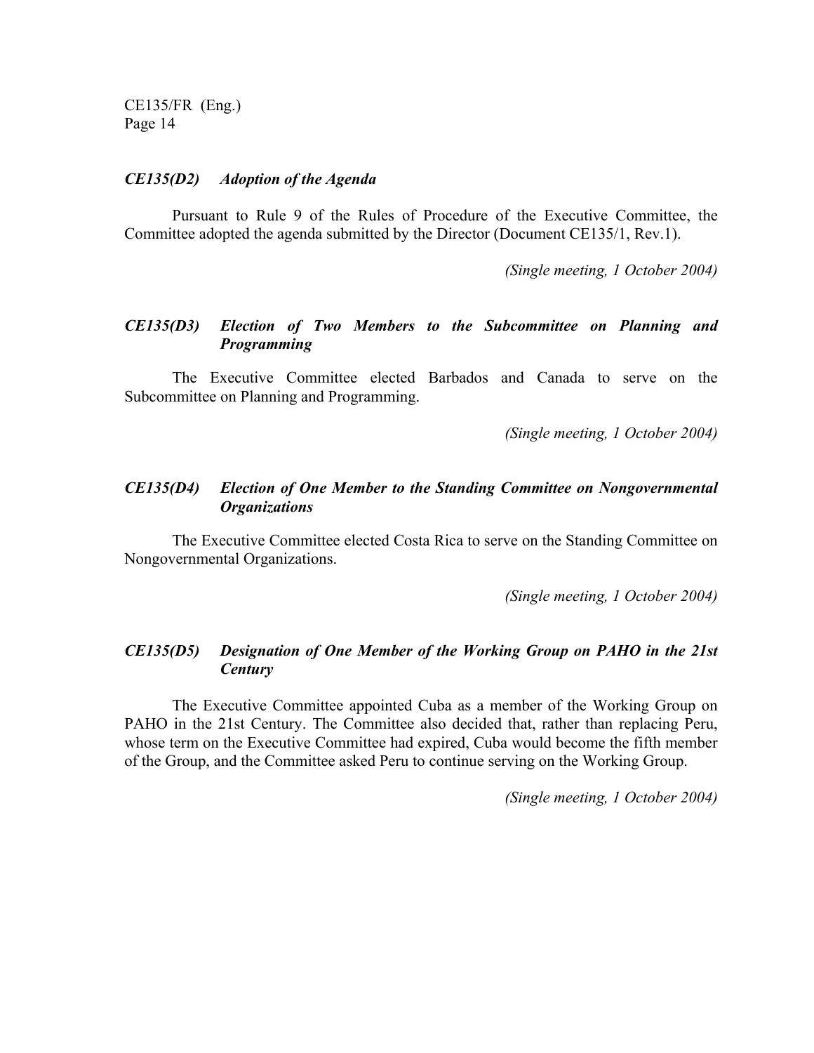### *CE135(D2) Adoption of the Agenda*

Pursuant to Rule 9 of the Rules of Procedure of the Executive Committee, the Committee adopted the agenda submitted by the Director (Document CE135/1, Rev.1).

*(Single meeting, 1 October 2004)*

### *CE135(D3) Election of Two Members to the Subcommittee on Planning and Programming*

The Executive Committee elected Barbados and Canada to serve on the Subcommittee on Planning and Programming.

*(Single meeting, 1 October 2004)*

### *CE135(D4) Election of One Member to the Standing Committee on Nongovernmental Organizations*

The Executive Committee elected Costa Rica to serve on the Standing Committee on Nongovernmental Organizations.

*(Single meeting, 1 October 2004)*

### *CE135(D5) Designation of One Member of the Working Group on PAHO in the 21st Century*

The Executive Committee appointed Cuba as a member of the Working Group on PAHO in the 21st Century. The Committee also decided that, rather than replacing Peru, whose term on the Executive Committee had expired, Cuba would become the fifth member of the Group, and the Committee asked Peru to continue serving on the Working Group.

*(Single meeting, 1 October 2004)*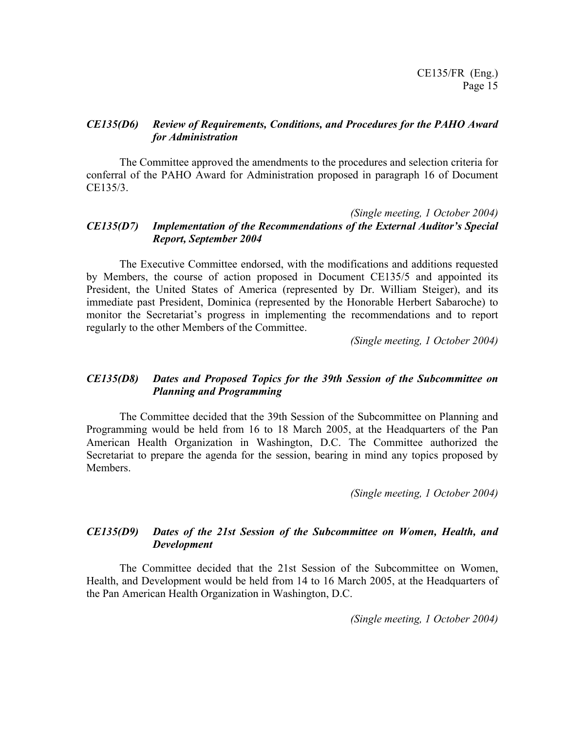***CE135(D6) Review of Requirements, Conditions, and Procedures for the PAHO Award for Administration***

The Committee approved the amendments to the procedures and selection criteria for conferral of the PAHO Award for Administration proposed in paragraph 16 of Document CE135/3.

*(Single meeting, 1 October 2004)*

***CE135(D7) Implementation of the Recommendations of the External Auditor's Special Report, September 2004***

The Executive Committee endorsed, with the modifications and additions requested by Members, the course of action proposed in Document CE135/5 and appointed its President, the United States of America (represented by Dr. William Steiger), and its immediate past President, Dominica (represented by the Honorable Herbert Sabaroche) to monitor the Secretariat's progress in implementing the recommendations and to report regularly to the other Members of the Committee.

*(Single meeting, 1 October 2004)*

***CE135(D8) Dates and Proposed Topics for the 39th Session of the Subcommittee on Planning and Programming***

The Committee decided that the 39th Session of the Subcommittee on Planning and Programming would be held from 16 to 18 March 2005, at the Headquarters of the Pan American Health Organization in Washington, D.C. The Committee authorized the Secretariat to prepare the agenda for the session, bearing in mind any topics proposed by Members.

*(Single meeting, 1 October 2004)*

***CE135(D9) Dates of the 21st Session of the Subcommittee on Women, Health, and Development***

The Committee decided that the 21st Session of the Subcommittee on Women, Health, and Development would be held from 14 to 16 March 2005, at the Headquarters of the Pan American Health Organization in Washington, D.C.

*(Single meeting, 1 October 2004)*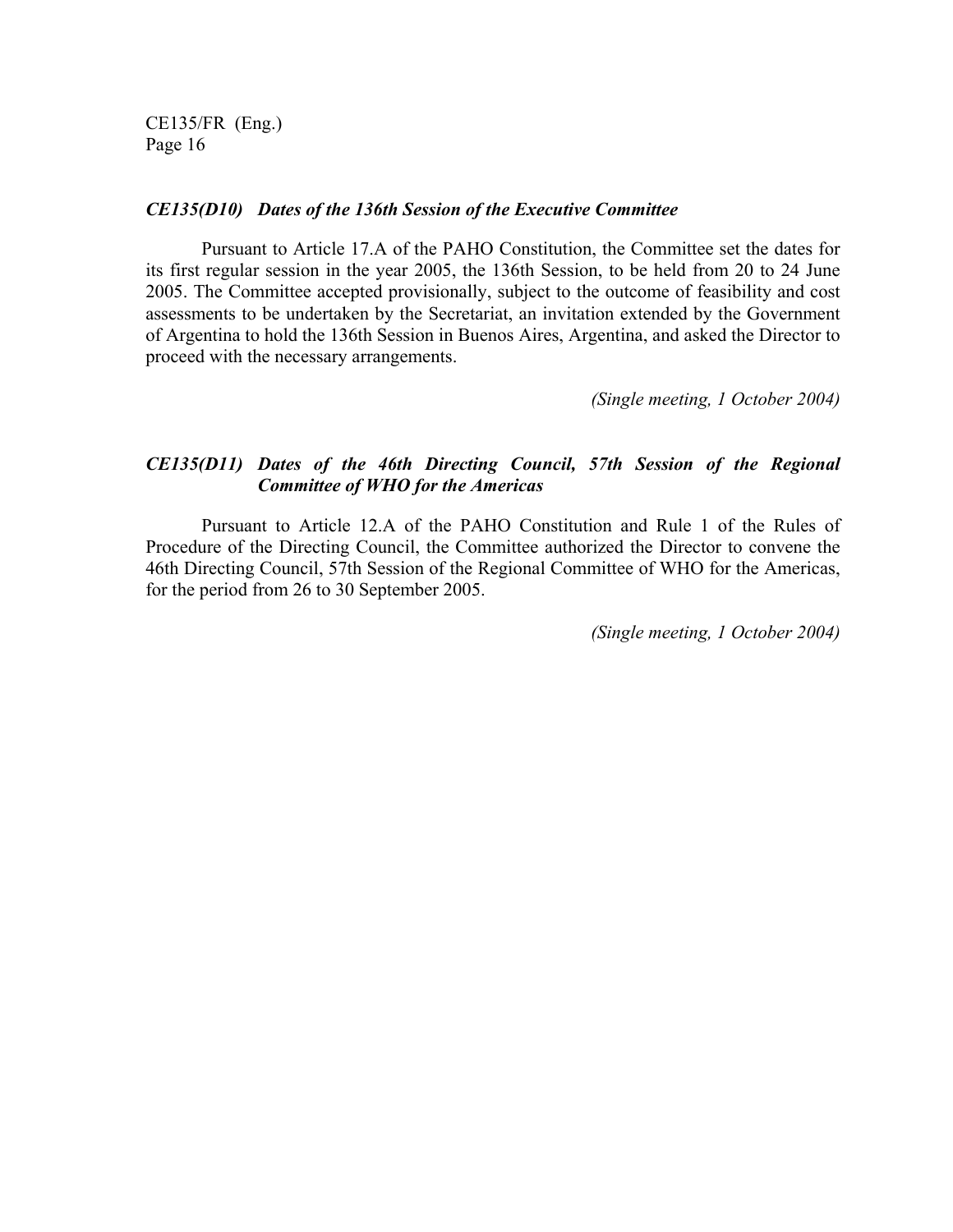***CE135(D10) Dates of the 136th Session of the Executive Committee***

Pursuant to Article 17.A of the PAHO Constitution, the Committee set the dates for its first regular session in the year 2005, the 136th Session, to be held from 20 to 24 June 2005. The Committee accepted provisionally, subject to the outcome of feasibility and cost assessments to be undertaken by the Secretariat, an invitation extended by the Government of Argentina to hold the 136th Session in Buenos Aires, Argentina, and asked the Director to proceed with the necessary arrangements.

*(Single meeting, 1 October 2004)*

***CE135(D11) Dates of the 46th Directing Council, 57th Session of the Regional Committee of WHO for the Americas***

Pursuant to Article 12.A of the PAHO Constitution and Rule 1 of the Rules of Procedure of the Directing Council, the Committee authorized the Director to convene the 46th Directing Council, 57th Session of the Regional Committee of WHO for the Americas, for the period from 26 to 30 September 2005.

*(Single meeting, 1 October 2004)*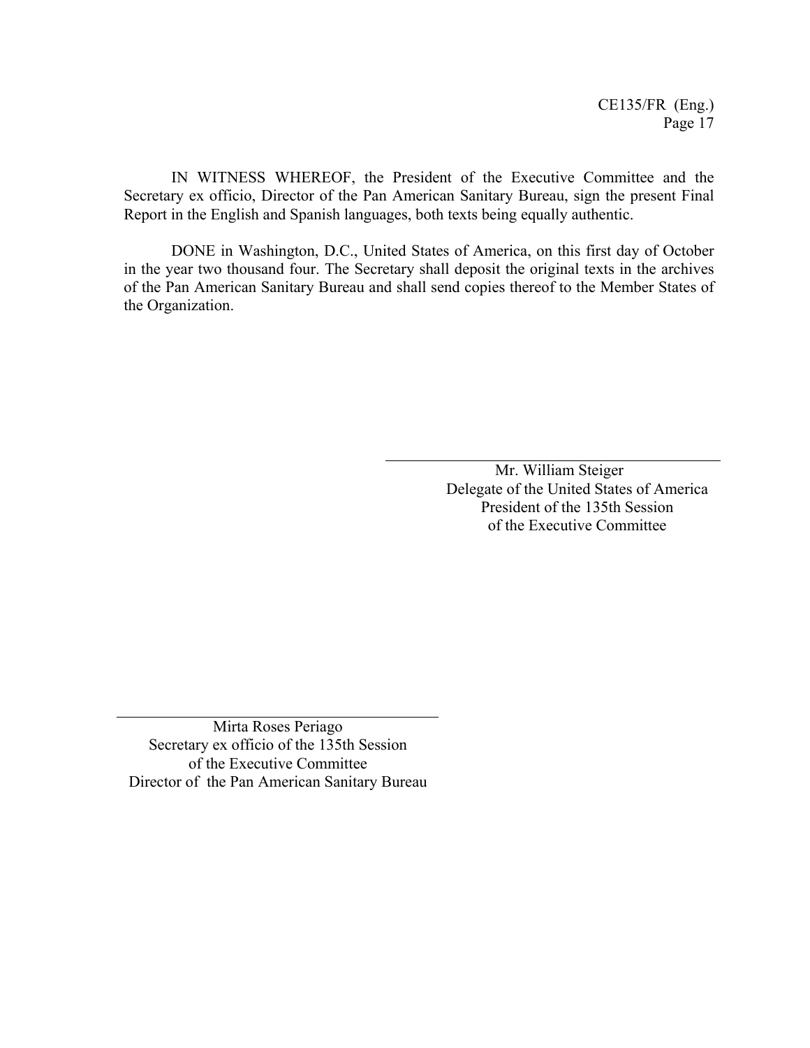IN WITNESS WHEREOF, the President of the Executive Committee and the Secretary ex officio, Director of the Pan American Sanitary Bureau, sign the present Final Report in the English and Spanish languages, both texts being equally authentic.

DONE in Washington, D.C., United States of America, on this first day of October in the year two thousand four. The Secretary shall deposit the original texts in the archives of the Pan American Sanitary Bureau and shall send copies thereof to the Member States of the Organization.

\_\_\_\_\_\_\_\_\_\_\_\_\_\_\_\_\_\_\_\_\_\_\_\_\_\_\_\_\_\_\_\_\_\_\_\_\_\_

Mr. William Steiger  
Delegate of the United States of America  
President of the 135th Session  
of the Executive Committee

\_\_\_\_\_\_\_\_\_\_\_\_\_\_\_\_\_\_\_\_\_\_\_\_\_\_\_\_\_\_\_\_\_\_\_\_\_\_

Mirta Roses Periago  
Secretary ex officio of the 135th Session  
of the Executive Committee  
Director of the Pan American Sanitary Bureau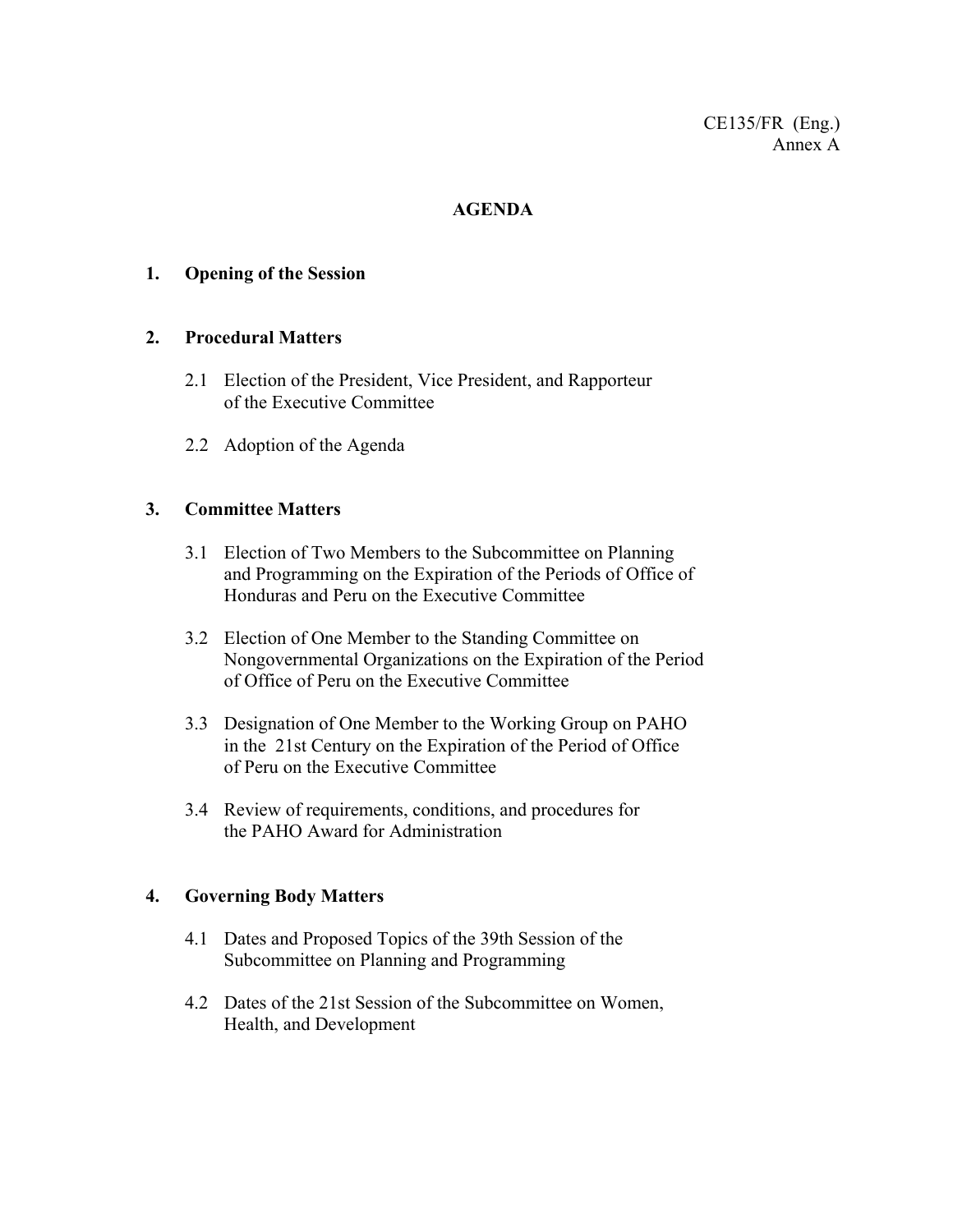CE135/FR (Eng.)
Annex A

# AGENDA

**1. Opening of the Session**

**2. Procedural Matters**

2.1 Election of the President, Vice President, and Rapporteur of the Executive Committee

2.2 Adoption of the Agenda

**3. Committee Matters**

3.1 Election of Two Members to the Subcommittee on Planning and Programming on the Expiration of the Periods of Office of Honduras and Peru on the Executive Committee

3.2 Election of One Member to the Standing Committee on Nongovernmental Organizations on the Expiration of the Period of Office of Peru on the Executive Committee

3.3 Designation of One Member to the Working Group on PAHO in the 21st Century on the Expiration of the Period of Office of Peru on the Executive Committee

3.4 Review of requirements, conditions, and procedures for the PAHO Award for Administration

**4. Governing Body Matters**

4.1 Dates and Proposed Topics of the 39th Session of the Subcommittee on Planning and Programming

4.2 Dates of the 21st Session of the Subcommittee on Women, Health, and Development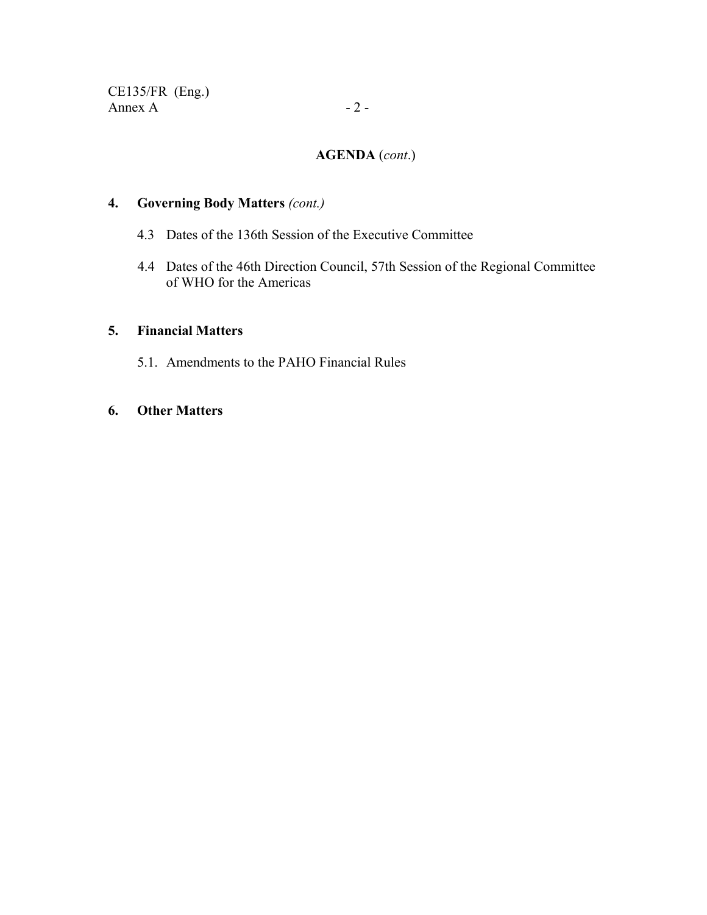## AGENDA (*cont*.)

**4. Governing Body Matters** *(cont.)*

4.3 Dates of the 136th Session of the Executive Committee

4.4 Dates of the 46th Direction Council, 57th Session of the Regional Committee of WHO for the Americas

**5. Financial Matters**

5.1. Amendments to the PAHO Financial Rules

**6. Other Matters**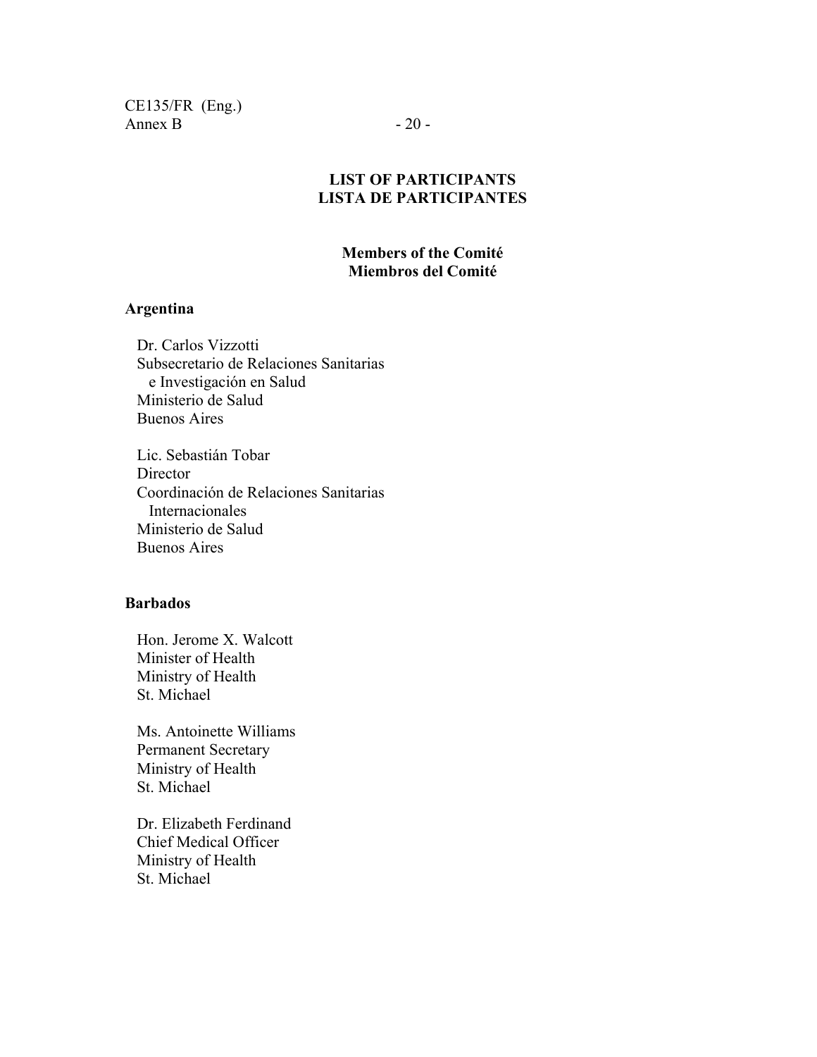## LIST OF PARTICIPANTS
## LISTA DE PARTICIPANTES

### Members of the Comité
### Miembros del Comité

**Argentina**

Dr. Carlos Vizzotti
Subsecretario de Relaciones Sanitarias
e Investigación en Salud
Ministerio de Salud
Buenos Aires

Lic. Sebastián Tobar
Director
Coordinación de Relaciones Sanitarias
Internacionales
Ministerio de Salud
Buenos Aires

**Barbados**

Hon. Jerome X. Walcott
Minister of Health
Ministry of Health
St. Michael

Ms. Antoinette Williams
Permanent Secretary
Ministry of Health
St. Michael

Dr. Elizabeth Ferdinand
Chief Medical Officer
Ministry of Health
St. Michael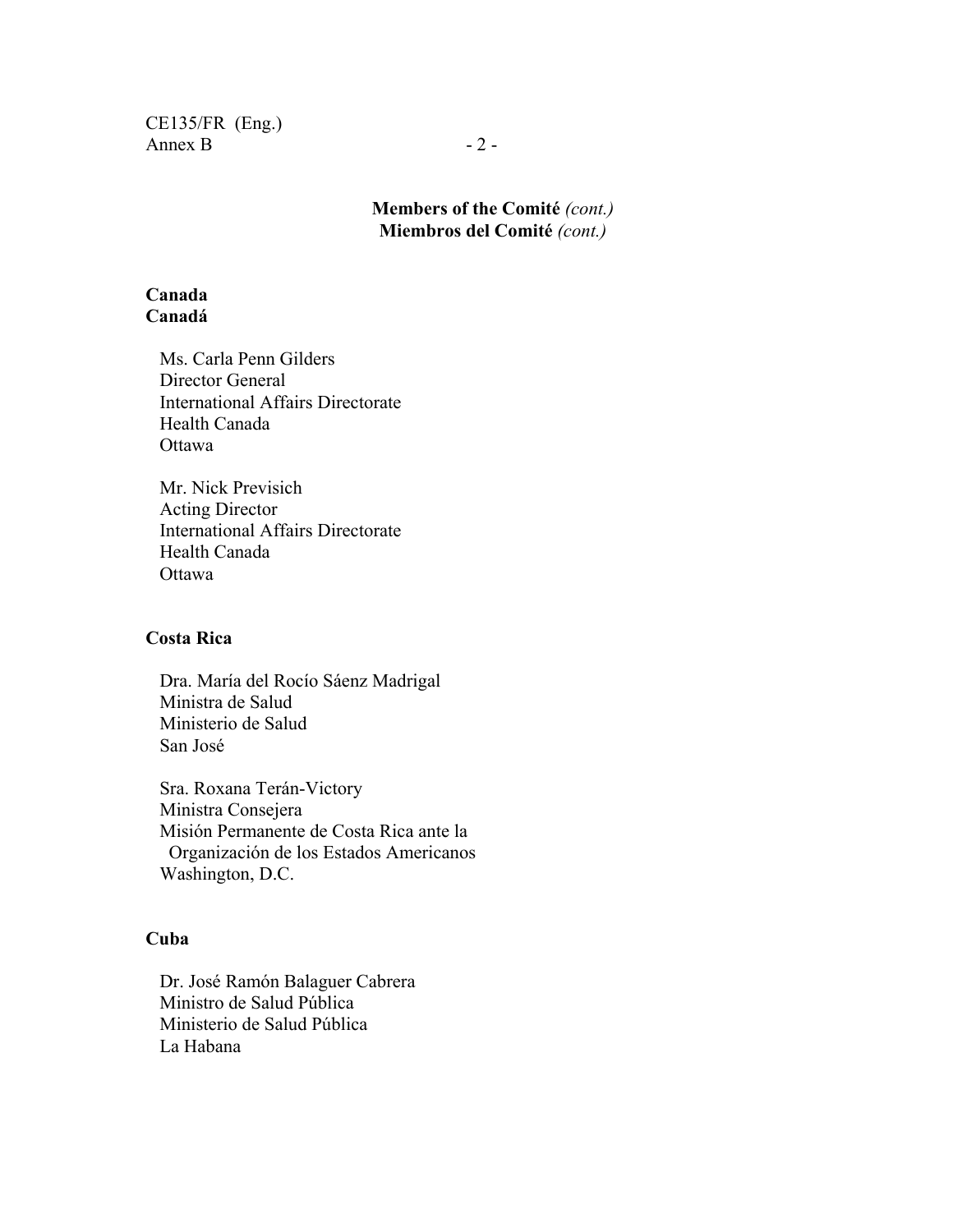**Members of the Comité** *(cont.)*
**Miembros del Comité** *(cont.)*

**Canada**
**Canadá**

Ms. Carla Penn Gilders
Director General
International Affairs Directorate
Health Canada
Ottawa

Mr. Nick Previsich
Acting Director
International Affairs Directorate
Health Canada
Ottawa

**Costa Rica**

Dra. María del Rocío Sáenz Madrigal
Ministra de Salud
Ministerio de Salud
San José

Sra. Roxana Terán-Victory
Ministra Consejera
Misión Permanente de Costa Rica ante la Organización de los Estados Americanos
Washington, D.C.

**Cuba**

Dr. José Ramón Balaguer Cabrera
Ministro de Salud Pública
Ministerio de Salud Pública
La Habana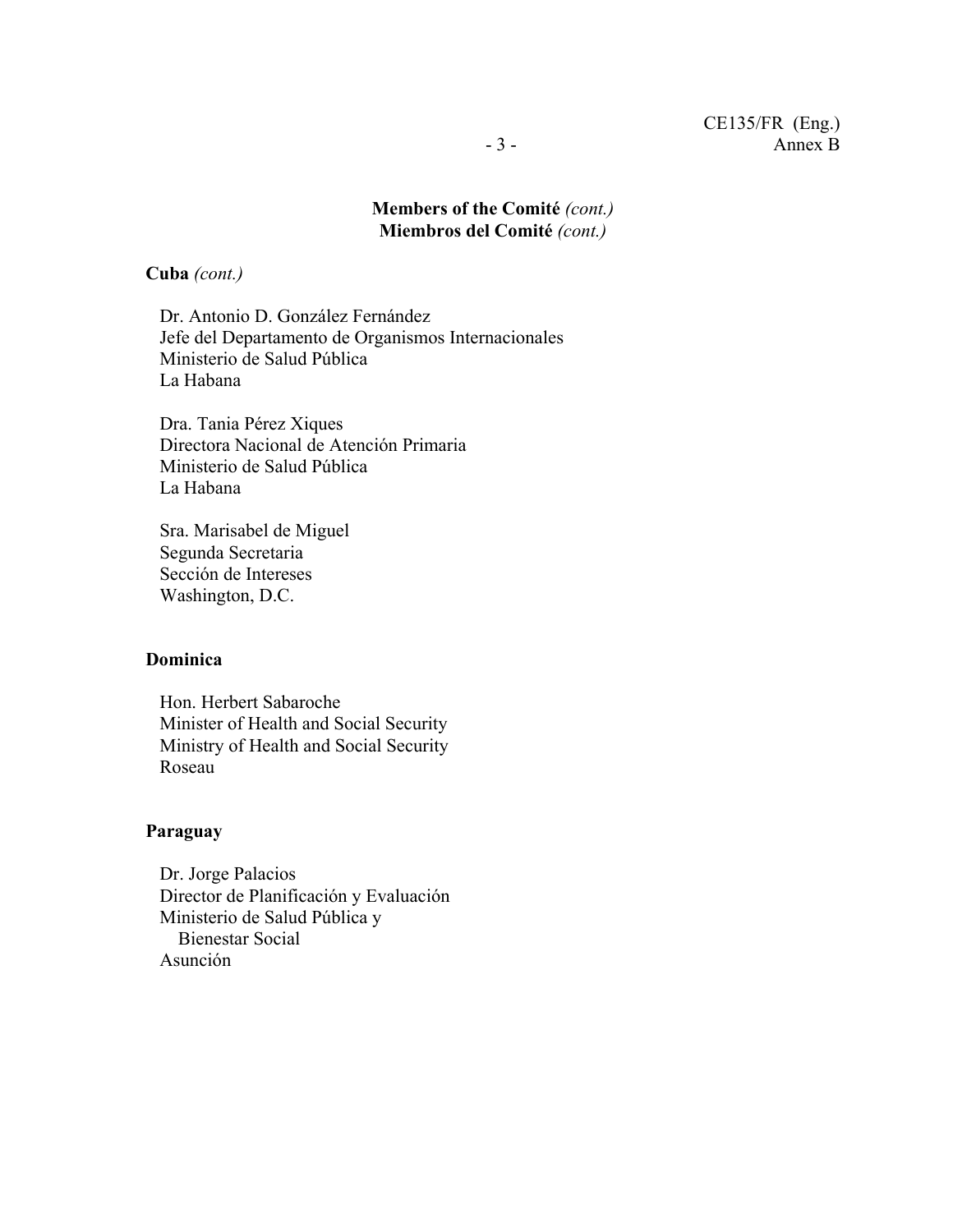**Members of the Comité** *(cont.)*
**Miembros del Comité** *(cont.)*

**Cuba** *(cont.)*

Dr. Antonio D. González Fernández
Jefe del Departamento de Organismos Internacionales
Ministerio de Salud Pública
La Habana

Dra. Tania Pérez Xiques
Directora Nacional de Atención Primaria
Ministerio de Salud Pública
La Habana

Sra. Marisabel de Miguel
Segunda Secretaria
Sección de Intereses
Washington, D.C.

**Dominica**

Hon. Herbert Sabaroche
Minister of Health and Social Security
Ministry of Health and Social Security
Roseau

**Paraguay**

Dr. Jorge Palacios
Director de Planificación y Evaluación
Ministerio de Salud Pública y
Bienestar Social
Asunción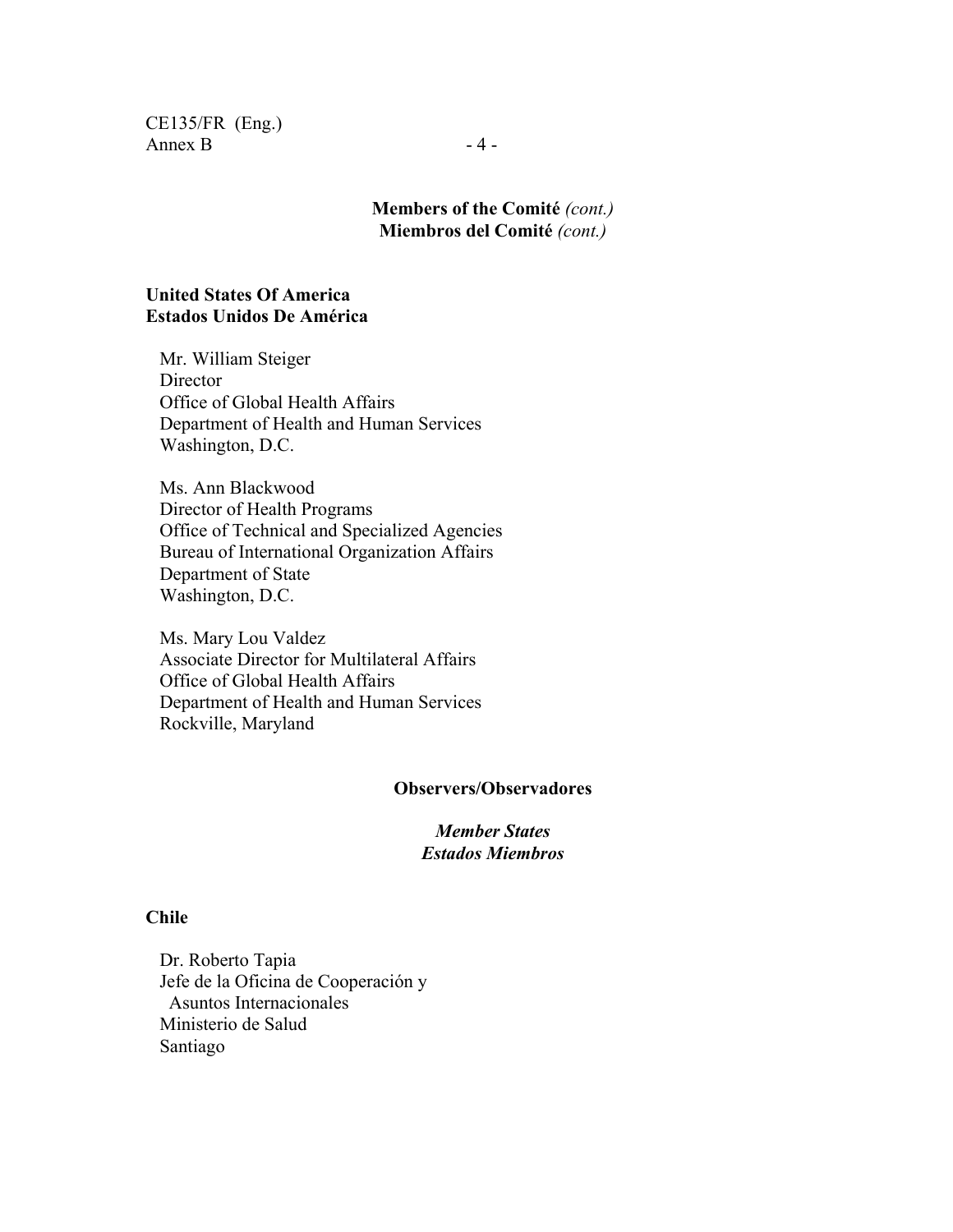**Members of the Comité** *(cont.)*
**Miembros del Comité** *(cont.)*

**United States Of America**
**Estados Unidos De América**

Mr. William Steiger
Director
Office of Global Health Affairs
Department of Health and Human Services
Washington, D.C.

Ms. Ann Blackwood
Director of Health Programs
Office of Technical and Specialized Agencies
Bureau of International Organization Affairs
Department of State
Washington, D.C.

Ms. Mary Lou Valdez
Associate Director for Multilateral Affairs
Office of Global Health Affairs
Department of Health and Human Services
Rockville, Maryland

**Observers/Observadores**

***Member States***
***Estados Miembros***

**Chile**

Dr. Roberto Tapia
Jefe de la Oficina de Cooperación y Asuntos Internacionales
Ministerio de Salud
Santiago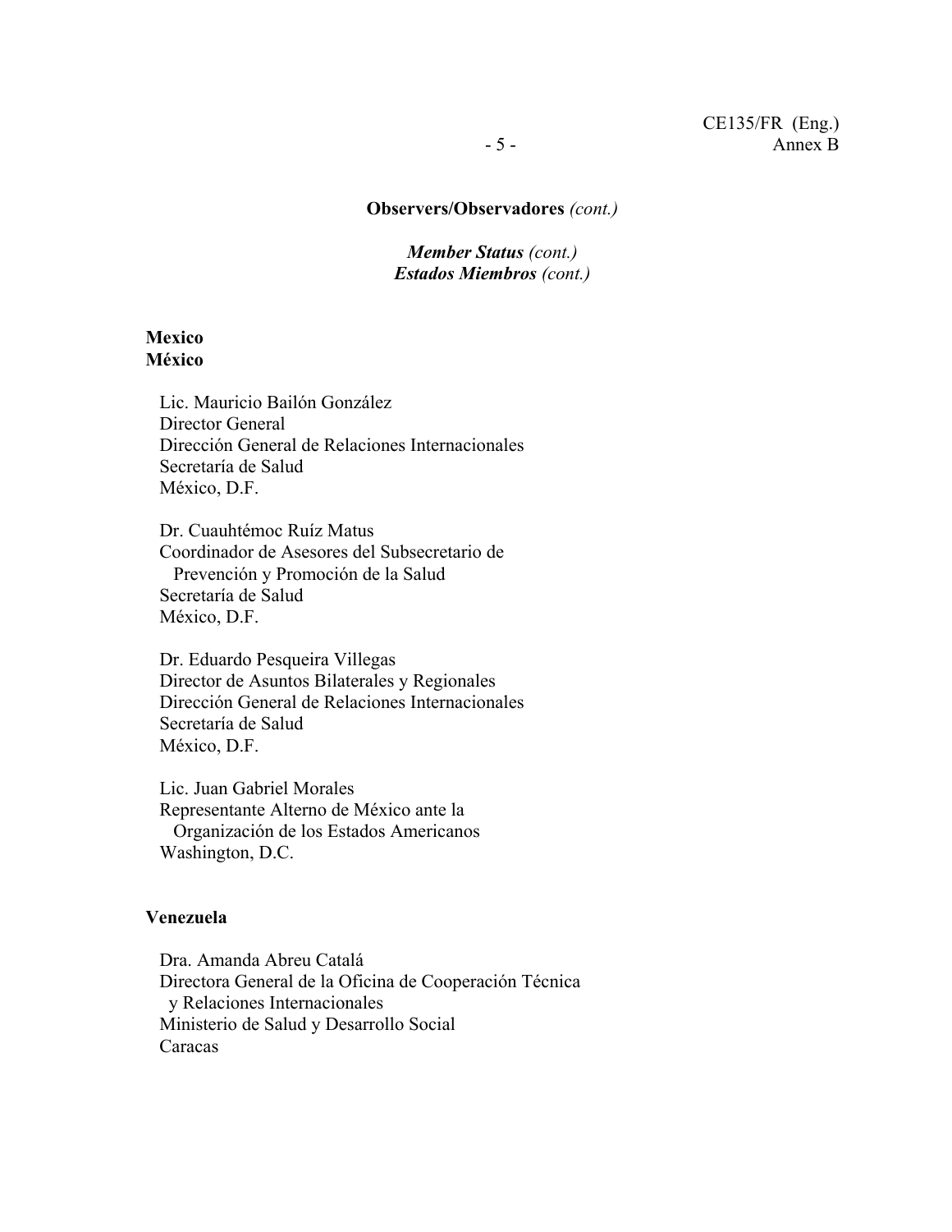**Observers/Observadores** *(cont.)*

***Member Status*** *(cont.)*
***Estados Miembros*** *(cont.)*

**Mexico**
**México**

Lic. Mauricio Bailón González
Director General
Dirección General de Relaciones Internacionales
Secretaría de Salud
México, D.F.

Dr. Cuauhtémoc Ruíz Matus
Coordinador de Asesores del Subsecretario de Prevención y Promoción de la Salud
Secretaría de Salud
México, D.F.

Dr. Eduardo Pesqueira Villegas
Director de Asuntos Bilaterales y Regionales
Dirección General de Relaciones Internacionales
Secretaría de Salud
México, D.F.

Lic. Juan Gabriel Morales
Representante Alterno de México ante la Organización de los Estados Americanos
Washington, D.C.

**Venezuela**

Dra. Amanda Abreu Catalá
Directora General de la Oficina de Cooperación Técnica y Relaciones Internacionales
Ministerio de Salud y Desarrollo Social
Caracas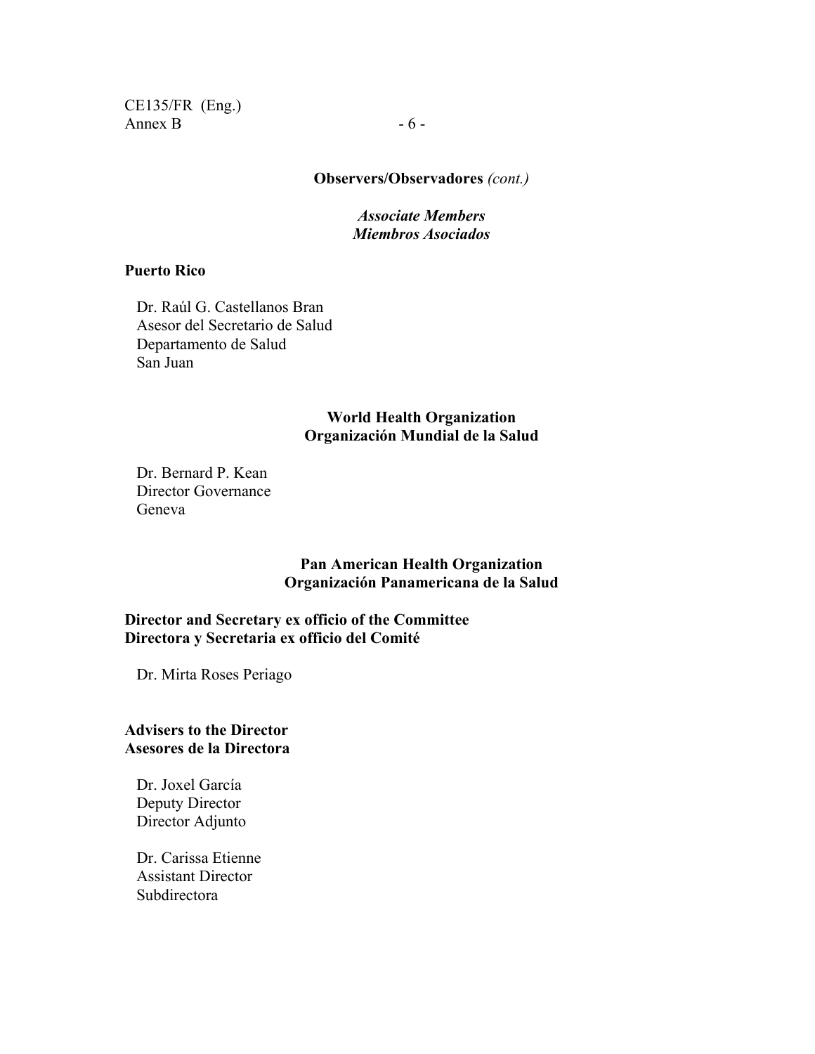**Observers/Observadores** *(cont.)*

***Associate Members***
***Miembros Asociados***

**Puerto Rico**

Dr. Raúl G. Castellanos Bran
Asesor del Secretario de Salud
Departamento de Salud
San Juan

**World Health Organization**
**Organización Mundial de la Salud**

Dr. Bernard P. Kean
Director Governance
Geneva

**Pan American Health Organization**
**Organización Panamericana de la Salud**

**Director and Secretary ex officio of the Committee**
**Directora y Secretaria ex officio del Comité**

Dr. Mirta Roses Periago

**Advisers to the Director**
**Asesores de la Directora**

Dr. Joxel García
Deputy Director
Director Adjunto

Dr. Carissa Etienne
Assistant Director
Subdirectora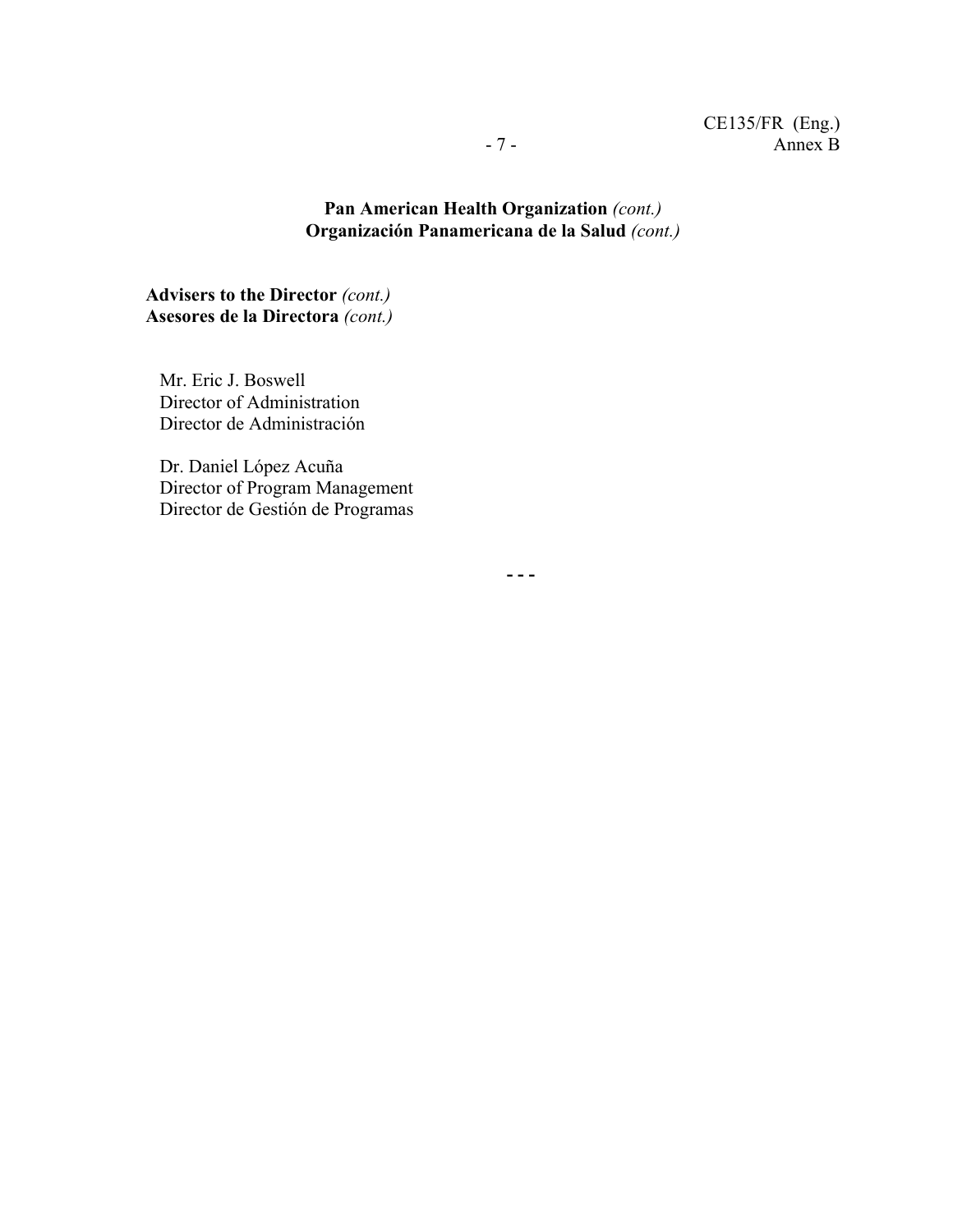**Pan American Health Organization** *(cont.)*
**Organización Panamericana de la Salud** *(cont.)*

**Advisers to the Director** *(cont.)*
**Asesores de la Directora** *(cont.)*

Mr. Eric J. Boswell
Director of Administration
Director de Administración

Dr. Daniel López Acuña
Director of Program Management
Director de Gestión de Programas

- - -